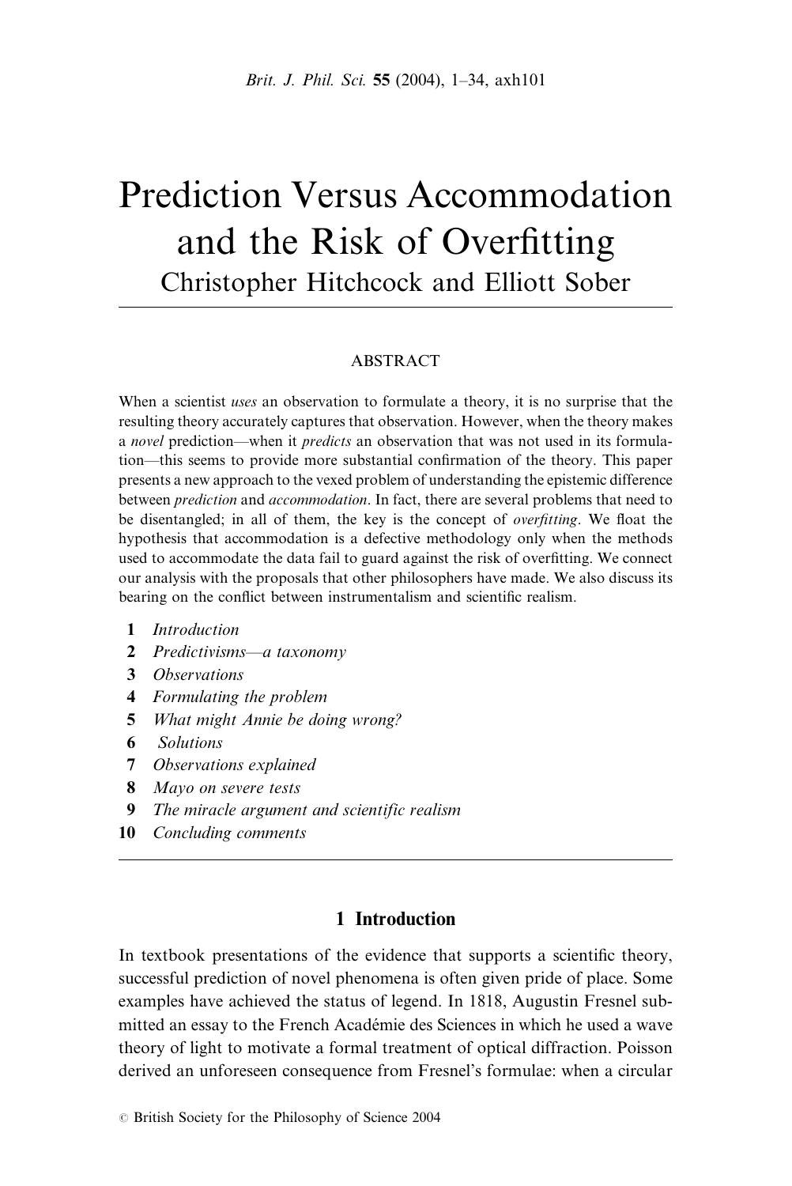# Prediction Versus Accommodation and the Risk of Overfitting

Christopher Hitchcock and Elliott Sober

## ABSTRACT

When a scientist *uses* an observation to formulate a theory, it is no surprise that the resulting theory accurately captures that observation. However, when the theory makes a *novel* prediction—when it *predicts* an observation that was not used in its formulation—this seems to provide more substantial confirmation of the theory. This paper presents a new approach to the vexed problem of understanding the epistemic difference between *prediction* and *accommodation*. In fact, there are several problems that need to be disentangled; in all of them, the key is the concept of *overfitting*. We float the hypothesis that accommodation is a defective methodology only when the methods used to accommodate the data fail to guard against the risk of overfitting. We connect our analysis with the proposals that other philosophers have made. We also discuss its bearing on the conflict between instrumentalism and scientific realism.

1. *Introduction*
2. *Predictivisms—a taxonomy*
3. *Observations*
4. *Formulating the problem*
5. *What might Annie be doing wrong?*
6. *Solutions*
7. *Observations explained*
8. *Mayo on severe tests*
9. *The miracle argument and scientific realism*
10. *Concluding comments*

## 1 Introduction

In textbook presentations of the evidence that supports a scientific theory, successful prediction of novel phenomena is often given pride of place. Some examples have achieved the status of legend. In 1818, Augustin Fresnel submitted an essay to the French Académie des Sciences in which he used a wave theory of light to motivate a formal treatment of optical diffraction. Poisson derived an unforeseen consequence from Fresnel's formulae: when a circular

© British Society for the Philosophy of Science 2004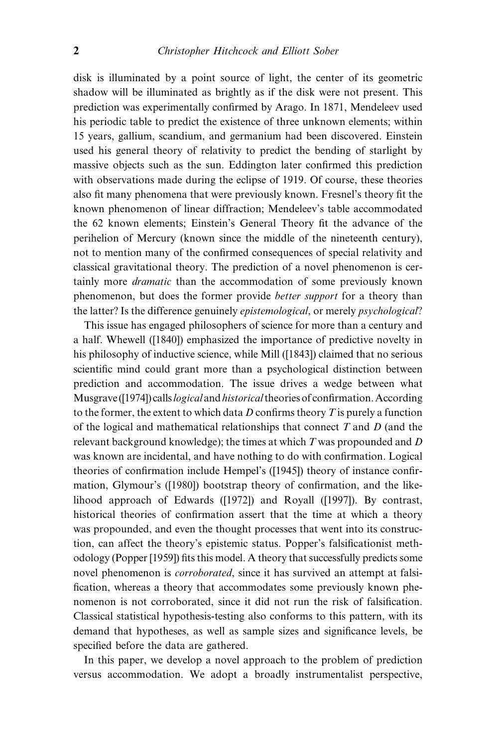disk is illuminated by a point source of light, the center of its geometric shadow will be illuminated as brightly as if the disk were not present. This prediction was experimentally confirmed by Arago. In 1871, Mendeleev used his periodic table to predict the existence of three unknown elements; within 15 years, gallium, scandium, and germanium had been discovered. Einstein used his general theory of relativity to predict the bending of starlight by massive objects such as the sun. Eddington later confirmed this prediction with observations made during the eclipse of 1919. Of course, these theories also fit many phenomena that were previously known. Fresnel's theory fit the known phenomenon of linear diffraction; Mendeleev's table accommodated the 62 known elements; Einstein's General Theory fit the advance of the perihelion of Mercury (known since the middle of the nineteenth century), not to mention many of the confirmed consequences of special relativity and classical gravitational theory. The prediction of a novel phenomenon is certainly more *dramatic* than the accommodation of some previously known phenomenon, but does the former provide *better support* for a theory than the latter? Is the difference genuinely *epistemological*, or merely *psychological*?

This issue has engaged philosophers of science for more than a century and a half. Whewell ([1840]) emphasized the importance of predictive novelty in his philosophy of inductive science, while Mill ([1843]) claimed that no serious scientific mind could grant more than a psychological distinction between prediction and accommodation. The issue drives a wedge between what Musgrave ([1974]) calls *logical* and *historical* theories of confirmation. According to the former, the extent to which data $D$ confirms theory $T$ is purely a function of the logical and mathematical relationships that connect $T$ and $D$ (and the relevant background knowledge); the times at which $T$ was propounded and $D$ was known are incidental, and have nothing to do with confirmation. Logical theories of confirmation include Hempel's ([1945]) theory of instance confirmation, Glymour's ([1980]) bootstrap theory of confirmation, and the likelihood approach of Edwards ([1972]) and Royall ([1997]). By contrast, historical theories of confirmation assert that the time at which a theory was propounded, and even the thought processes that went into its construction, can affect the theory's epistemic status. Popper's falsificationist methodology (Popper [1959]) fits this model. A theory that successfully predicts some novel phenomenon is *corroborated*, since it has survived an attempt at falsification, whereas a theory that accommodates some previously known phenomenon is not corroborated, since it did not run the risk of falsification. Classical statistical hypothesis-testing also conforms to this pattern, with its demand that hypotheses, as well as sample sizes and significance levels, be specified before the data are gathered.

In this paper, we develop a novel approach to the problem of prediction versus accommodation. We adopt a broadly instrumentalist perspective,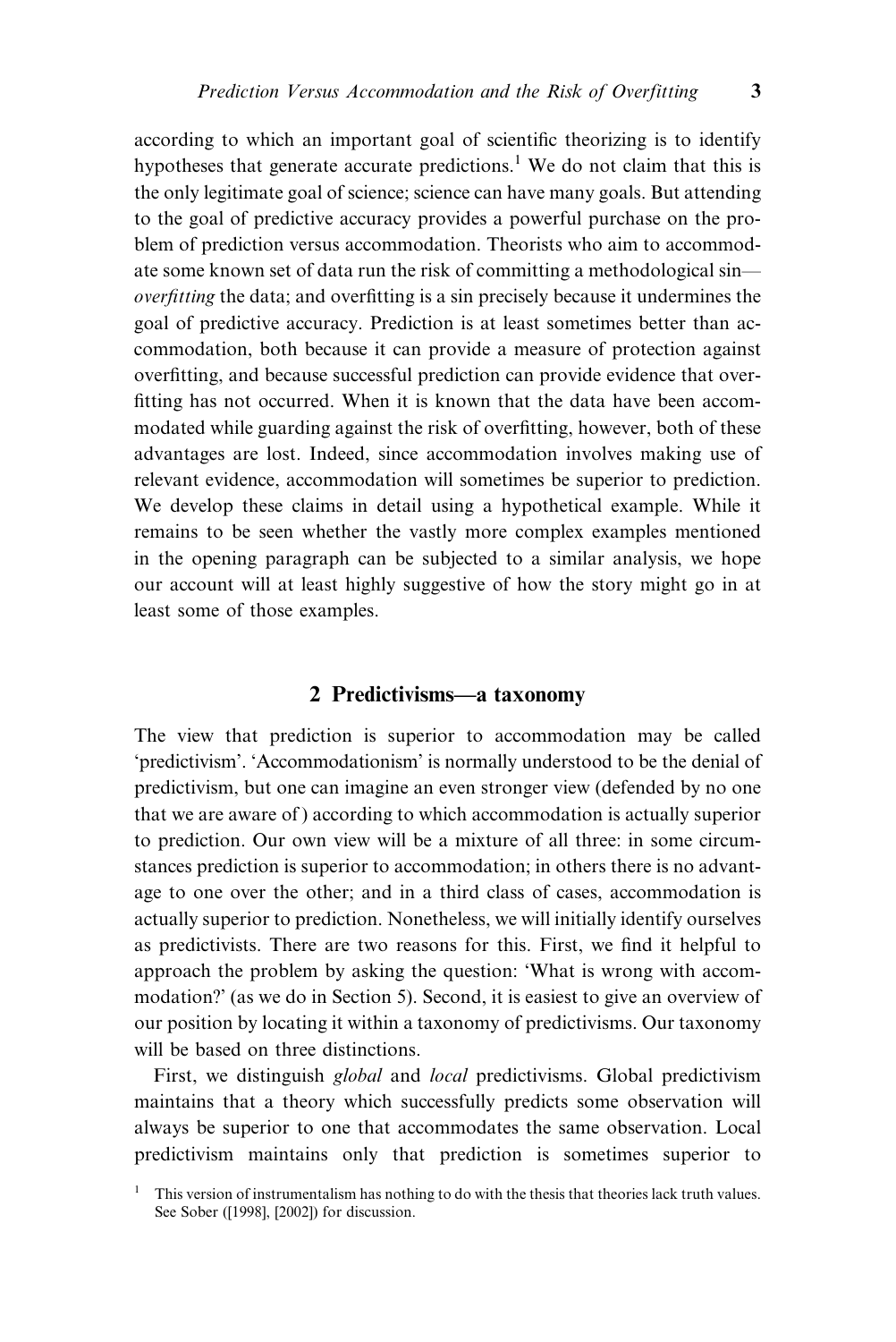according to which an important goal of scientific theorizing is to identify hypotheses that generate accurate predictions.[1] We do not claim that this is the only legitimate goal of science; science can have many goals. But attending to the goal of predictive accuracy provides a powerful purchase on the problem of prediction versus accommodation. Theorists who aim to accommodate some known set of data run the risk of committing a methodological sin—*overfitting* the data; and overfitting is a sin precisely because it undermines the goal of predictive accuracy. Prediction is at least sometimes better than accommodation, both because it can provide a measure of protection against overfitting, and because successful prediction can provide evidence that overfitting has not occurred. When it is known that the data have been accommodated while guarding against the risk of overfitting, however, both of these advantages are lost. Indeed, since accommodation involves making use of relevant evidence, accommodation will sometimes be superior to prediction. We develop these claims in detail using a hypothetical example. While it remains to be seen whether the vastly more complex examples mentioned in the opening paragraph can be subjected to a similar analysis, we hope our account will at least highly suggestive of how the story might go in at least some of those examples.

## 2 Predictivisms—a taxonomy

The view that prediction is superior to accommodation may be called 'predictivism'. 'Accommodationism' is normally understood to be the denial of predictivism, but one can imagine an even stronger view (defended by no one that we are aware of) according to which accommodation is actually superior to prediction. Our own view will be a mixture of all three: in some circumstances prediction is superior to accommodation; in others there is no advantage to one over the other; and in a third class of cases, accommodation is actually superior to prediction. Nonetheless, we will initially identify ourselves as predictivists. There are two reasons for this. First, we find it helpful to approach the problem by asking the question: 'What is wrong with accommodation?' (as we do in Section 5). Second, it is easiest to give an overview of our position by locating it within a taxonomy of predictivisms. Our taxonomy will be based on three distinctions.

First, we distinguish *global* and *local* predictivisms. Global predictivism maintains that a theory which successfully predicts some observation will always be superior to one that accommodates the same observation. Local predictivism maintains only that prediction is sometimes superior to

[1] This version of instrumentalism has nothing to do with the thesis that theories lack truth values. See Sober ([1998], [2002]) for discussion.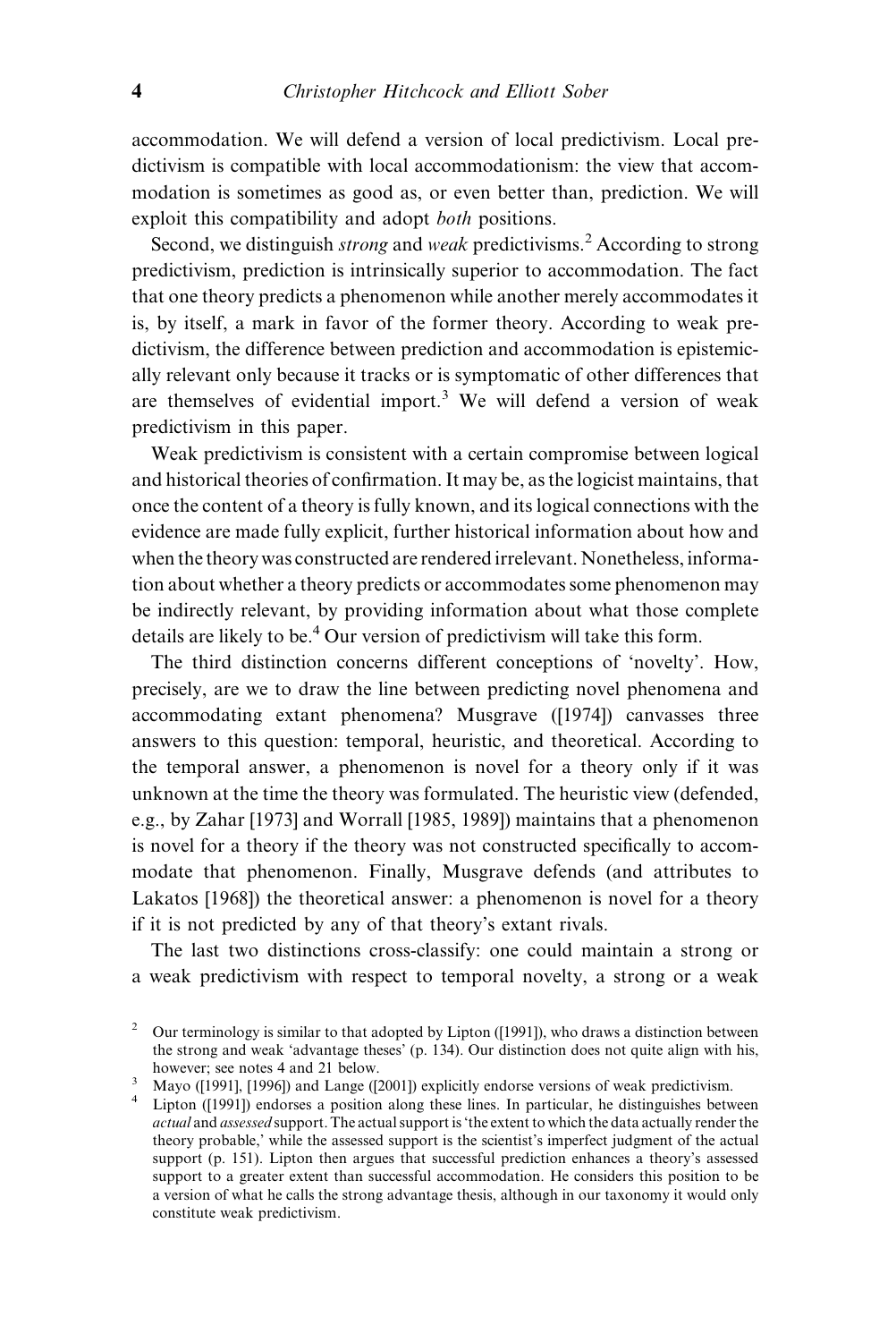accommodation. We will defend a version of local predictivism. Local predictivism is compatible with local accommodationism: the view that accommodation is sometimes as good as, or even better than, prediction. We will exploit this compatibility and adopt *both* positions.

Second, we distinguish *strong* and *weak* predictivisms.[2] According to strong predictivism, prediction is intrinsically superior to accommodation. The fact that one theory predicts a phenomenon while another merely accommodates it is, by itself, a mark in favor of the former theory. According to weak predictivism, the difference between prediction and accommodation is epistemically relevant only because it tracks or is symptomatic of other differences that are themselves of evidential import.[3] We will defend a version of weak predictivism in this paper.

Weak predictivism is consistent with a certain compromise between logical and historical theories of confirmation. It may be, as the logicist maintains, that once the content of a theory is fully known, and its logical connections with the evidence are made fully explicit, further historical information about how and when the theory was constructed are rendered irrelevant. Nonetheless, information about whether a theory predicts or accommodates some phenomenon may be indirectly relevant, by providing information about what those complete details are likely to be.[4] Our version of predictivism will take this form.

The third distinction concerns different conceptions of 'novelty'. How, precisely, are we to draw the line between predicting novel phenomena and accommodating extant phenomena? Musgrave ([1974]) canvasses three answers to this question: temporal, heuristic, and theoretical. According to the temporal answer, a phenomenon is novel for a theory only if it was unknown at the time the theory was formulated. The heuristic view (defended, e.g., by Zahar [1973] and Worrall [1985, 1989]) maintains that a phenomenon is novel for a theory if the theory was not constructed specifically to accommodate that phenomenon. Finally, Musgrave defends (and attributes to Lakatos [1968]) the theoretical answer: a phenomenon is novel for a theory if it is not predicted by any of that theory's extant rivals.

The last two distinctions cross-classify: one could maintain a strong or a weak predictivism with respect to temporal novelty, a strong or a weak

---

[2] Our terminology is similar to that adopted by Lipton ([1991]), who draws a distinction between the strong and weak 'advantage theses' (p. 134). Our distinction does not quite align with his, however; see notes 4 and 21 below.

[3] Mayo ([1991], [1996]) and Lange ([2001]) explicitly endorse versions of weak predictivism.

[4] Lipton ([1991]) endorses a position along these lines. In particular, he distinguishes between *actual* and *assessed* support. The actual support is 'the extent to which the data actually render the theory probable,' while the assessed support is the scientist's imperfect judgment of the actual support (p. 151). Lipton then argues that successful prediction enhances a theory's assessed support to a greater extent than successful accommodation. He considers this position to be a version of what he calls the strong advantage thesis, although in our taxonomy it would only constitute weak predictivism.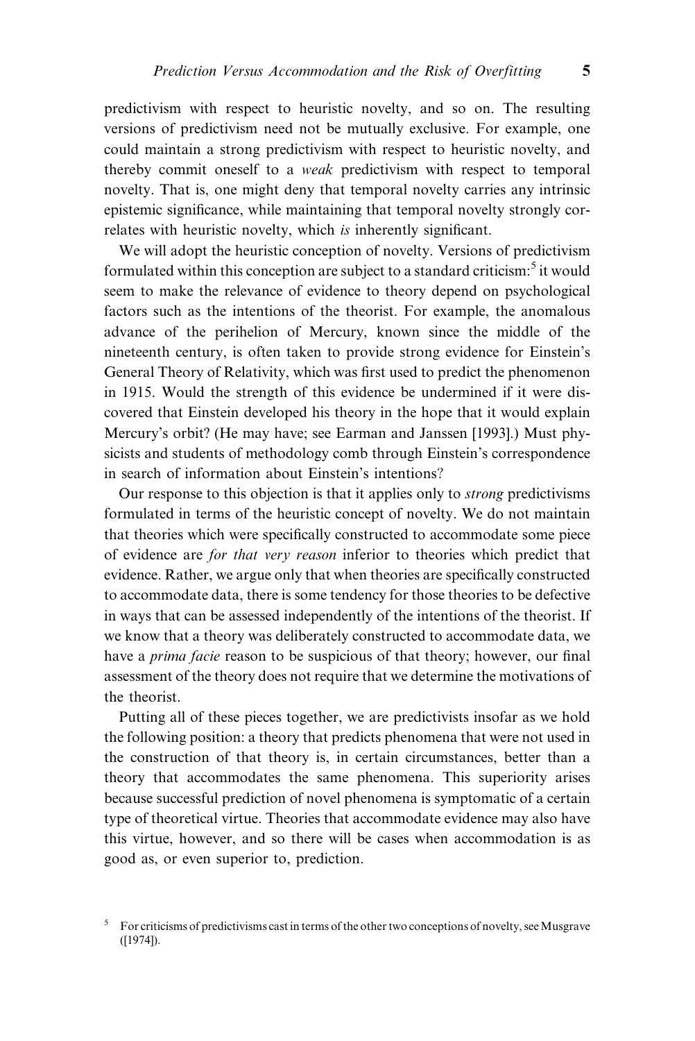predictivism with respect to heuristic novelty, and so on. The resulting versions of predictivism need not be mutually exclusive. For example, one could maintain a strong predictivism with respect to heuristic novelty, and thereby commit oneself to a *weak* predictivism with respect to temporal novelty. That is, one might deny that temporal novelty carries any intrinsic epistemic significance, while maintaining that temporal novelty strongly correlates with heuristic novelty, which *is* inherently significant.

We will adopt the heuristic conception of novelty. Versions of predictivism formulated within this conception are subject to a standard criticism:[5] it would seem to make the relevance of evidence to theory depend on psychological factors such as the intentions of the theorist. For example, the anomalous advance of the perihelion of Mercury, known since the middle of the nineteenth century, is often taken to provide strong evidence for Einstein's General Theory of Relativity, which was first used to predict the phenomenon in 1915. Would the strength of this evidence be undermined if it were discovered that Einstein developed his theory in the hope that it would explain Mercury's orbit? (He may have; see Earman and Janssen [1993].) Must physicists and students of methodology comb through Einstein's correspondence in search of information about Einstein's intentions?

Our response to this objection is that it applies only to *strong* predictivisms formulated in terms of the heuristic concept of novelty. We do not maintain that theories which were specifically constructed to accommodate some piece of evidence are *for that very reason* inferior to theories which predict that evidence. Rather, we argue only that when theories are specifically constructed to accommodate data, there is some tendency for those theories to be defective in ways that can be assessed independently of the intentions of the theorist. If we know that a theory was deliberately constructed to accommodate data, we have a *prima facie* reason to be suspicious of that theory; however, our final assessment of the theory does not require that we determine the motivations of the theorist.

Putting all of these pieces together, we are predictivists insofar as we hold the following position: a theory that predicts phenomena that were not used in the construction of that theory is, in certain circumstances, better than a theory that accommodates the same phenomena. This superiority arises because successful prediction of novel phenomena is symptomatic of a certain type of theoretical virtue. Theories that accommodate evidence may also have this virtue, however, and so there will be cases when accommodation is as good as, or even superior to, prediction.

[5] For criticisms of predictivisms cast in terms of the other two conceptions of novelty, see Musgrave ([1974]).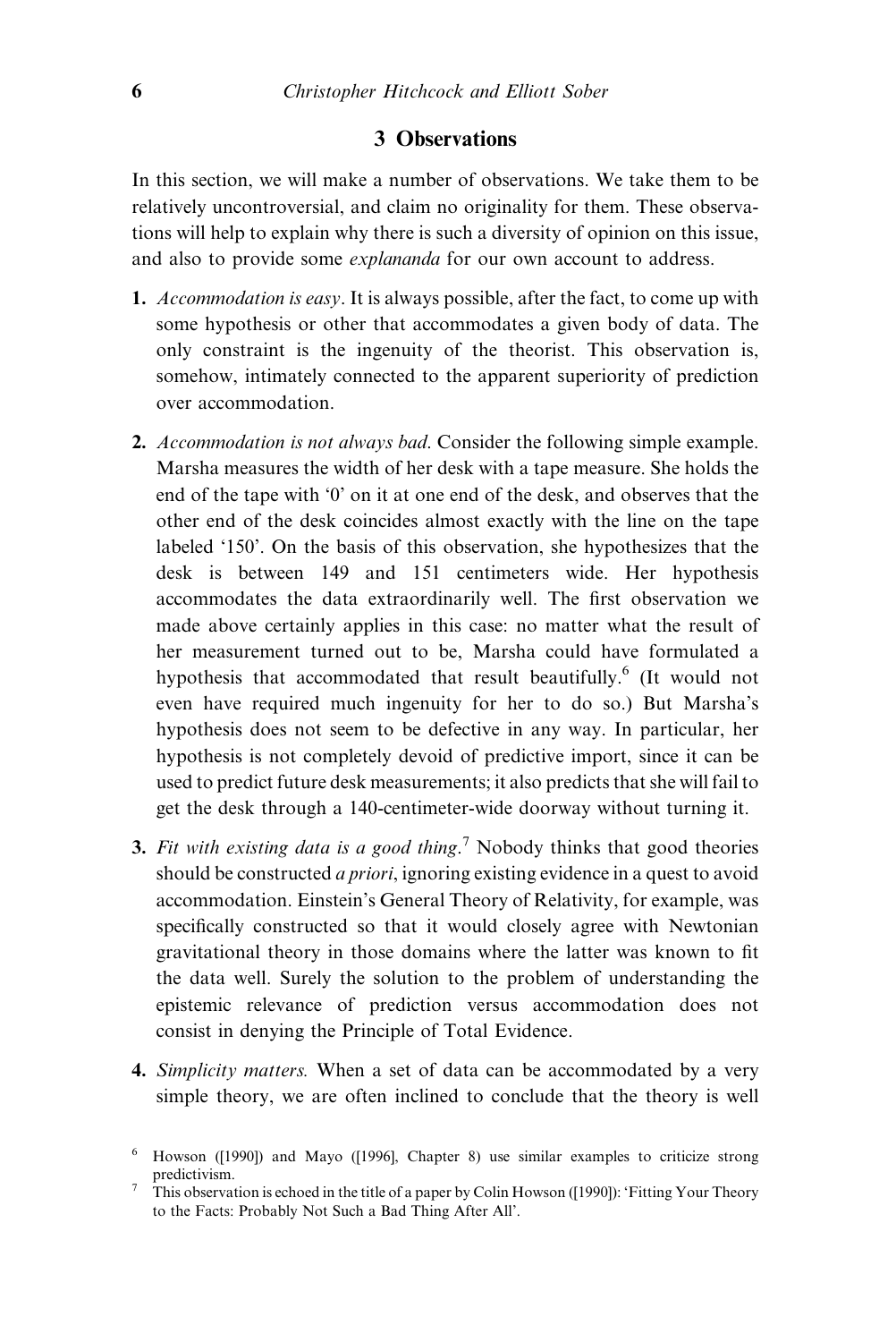## 3 Observations

In this section, we will make a number of observations. We take them to be relatively uncontroversial, and claim no originality for them. These observations will help to explain why there is such a diversity of opinion on this issue, and also to provide some *explananda* for our own account to address.

1. *Accommodation is easy*. It is always possible, after the fact, to come up with some hypothesis or other that accommodates a given body of data. The only constraint is the ingenuity of the theorist. This observation is, somehow, intimately connected to the apparent superiority of prediction over accommodation.

2. *Accommodation is not always bad*. Consider the following simple example. Marsha measures the width of her desk with a tape measure. She holds the end of the tape with '0' on it at one end of the desk, and observes that the other end of the desk coincides almost exactly with the line on the tape labeled '150'. On the basis of this observation, she hypothesizes that the desk is between 149 and 151 centimeters wide. Her hypothesis accommodates the data extraordinarily well. The first observation we made above certainly applies in this case: no matter what the result of her measurement turned out to be, Marsha could have formulated a hypothesis that accommodated that result beautifully.[6] (It would not even have required much ingenuity for her to do so.) But Marsha's hypothesis does not seem to be defective in any way. In particular, her hypothesis is not completely devoid of predictive import, since it can be used to predict future desk measurements; it also predicts that she will fail to get the desk through a 140-centimeter-wide doorway without turning it.

3. *Fit with existing data is a good thing*.[7] Nobody thinks that good theories should be constructed *a priori*, ignoring existing evidence in a quest to avoid accommodation. Einstein's General Theory of Relativity, for example, was specifically constructed so that it would closely agree with Newtonian gravitational theory in those domains where the latter was known to fit the data well. Surely the solution to the problem of understanding the epistemic relevance of prediction versus accommodation does not consist in denying the Principle of Total Evidence.

4. *Simplicity matters.* When a set of data can be accommodated by a very simple theory, we are often inclined to conclude that the theory is well

[6] Howson ([1990]) and Mayo ([1996], Chapter 8) use similar examples to criticize strong predictivism.

[7] This observation is echoed in the title of a paper by Colin Howson ([1990]): 'Fitting Your Theory to the Facts: Probably Not Such a Bad Thing After All'.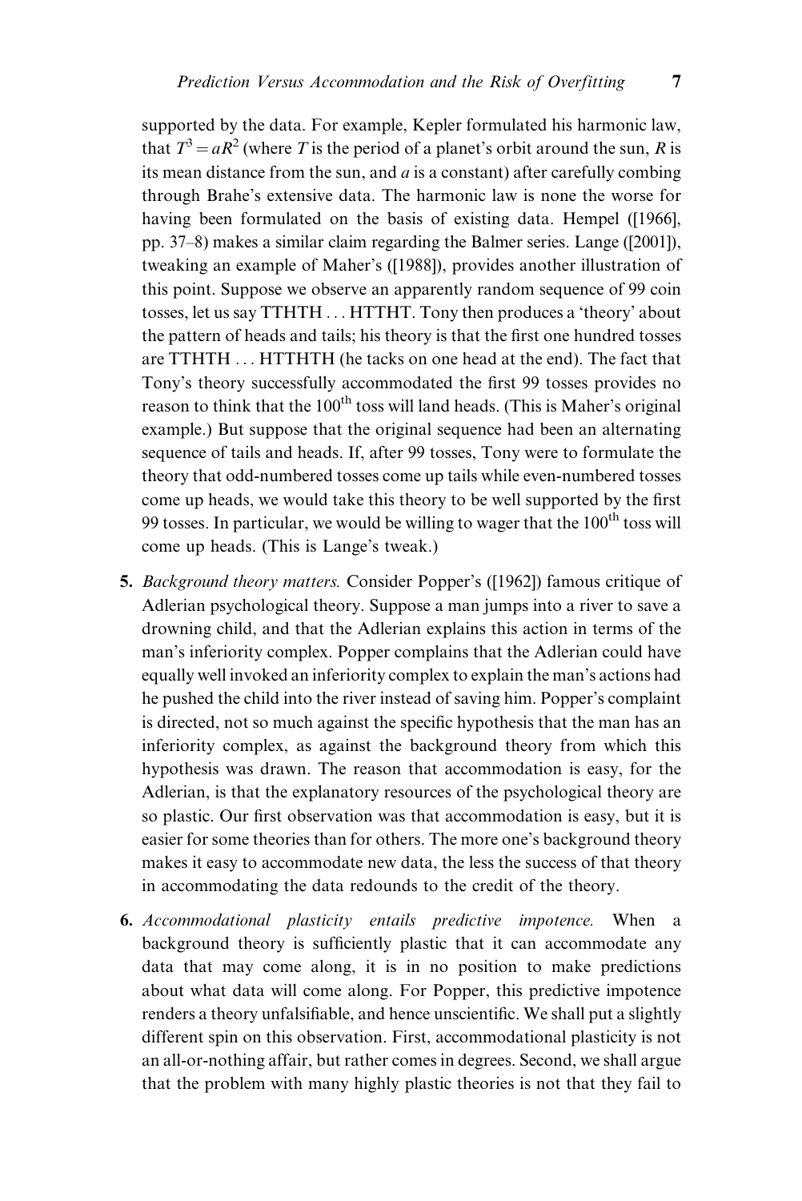supported by the data. For example, Kepler formulated his harmonic law, that $T^3 = aR^2$ (where $T$ is the period of a planet's orbit around the sun, $R$ is its mean distance from the sun, and $a$ is a constant) after carefully combing through Brahe's extensive data. The harmonic law is none the worse for having been formulated on the basis of existing data. Hempel ([1966], pp. 37–8) makes a similar claim regarding the Balmer series. Lange ([2001]), tweaking an example of Maher's ([1988]), provides another illustration of this point. Suppose we observe an apparently random sequence of 99 coin tosses, let us say TTHTH ... HTTHT. Tony then produces a 'theory' about the pattern of heads and tails; his theory is that the first one hundred tosses are TTHTH ... HTTHTH (he tacks on one head at the end). The fact that Tony's theory successfully accommodated the first 99 tosses provides no reason to think that the 100th toss will land heads. (This is Maher's original example.) But suppose that the original sequence had been an alternating sequence of tails and heads. If, after 99 tosses, Tony were to formulate the theory that odd-numbered tosses come up tails while even-numbered tosses come up heads, we would take this theory to be well supported by the first 99 tosses. In particular, we would be willing to wager that the 100th toss will come up heads. (This is Lange's tweak.)

5. *Background theory matters.* Consider Popper's ([1962]) famous critique of Adlerian psychological theory. Suppose a man jumps into a river to save a drowning child, and that the Adlerian explains this action in terms of the man's inferiority complex. Popper complains that the Adlerian could have equally well invoked an inferiority complex to explain the man's actions had he pushed the child into the river instead of saving him. Popper's complaint is directed, not so much against the specific hypothesis that the man has an inferiority complex, as against the background theory from which this hypothesis was drawn. The reason that accommodation is easy, for the Adlerian, is that the explanatory resources of the psychological theory are so plastic. Our first observation was that accommodation is easy, but it is easier for some theories than for others. The more one's background theory makes it easy to accommodate new data, the less the success of that theory in accommodating the data redounds to the credit of the theory.

6. *Accommodational plasticity entails predictive impotence.* When a background theory is sufficiently plastic that it can accommodate any data that may come along, it is in no position to make predictions about what data will come along. For Popper, this predictive impotence renders a theory unfalsifiable, and hence unscientific. We shall put a slightly different spin on this observation. First, accommodational plasticity is not an all-or-nothing affair, but rather comes in degrees. Second, we shall argue that the problem with many highly plastic theories is not that they fail to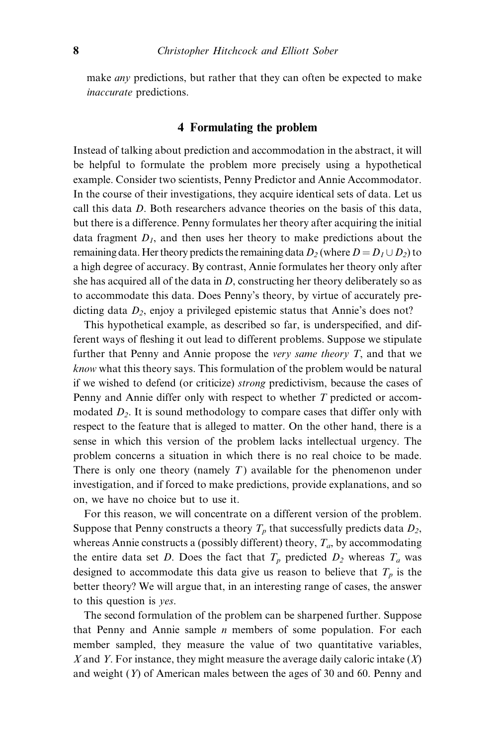make *any* predictions, but rather that they can often be expected to make *inaccurate* predictions.

## 4 Formulating the problem

Instead of talking about prediction and accommodation in the abstract, it will be helpful to formulate the problem more precisely using a hypothetical example. Consider two scientists, Penny Predictor and Annie Accommodator. In the course of their investigations, they acquire identical sets of data. Let us call this data $D$. Both researchers advance theories on the basis of this data, but there is a difference. Penny formulates her theory after acquiring the initial data fragment $D_1$, and then uses her theory to make predictions about the remaining data. Her theory predicts the remaining data $D_2$ (where $D = D_1 \cup D_2$) to a high degree of accuracy. By contrast, Annie formulates her theory only after she has acquired all of the data in $D$, constructing her theory deliberately so as to accommodate this data. Does Penny's theory, by virtue of accurately predicting data $D_2$, enjoy a privileged epistemic status that Annie's does not?

This hypothetical example, as described so far, is underspecified, and different ways of fleshing it out lead to different problems. Suppose we stipulate further that Penny and Annie propose the *very same theory* $T$, and that we *know* what this theory says. This formulation of the problem would be natural if we wished to defend (or criticize) *strong* predictivism, because the cases of Penny and Annie differ only with respect to whether $T$ predicted or accommodated $D_2$. It is sound methodology to compare cases that differ only with respect to the feature that is alleged to matter. On the other hand, there is a sense in which this version of the problem lacks intellectual urgency. The problem concerns a situation in which there is no real choice to be made. There is only one theory (namely $T$) available for the phenomenon under investigation, and if forced to make predictions, provide explanations, and so on, we have no choice but to use it.

For this reason, we will concentrate on a different version of the problem. Suppose that Penny constructs a theory $T_p$ that successfully predicts data $D_2$, whereas Annie constructs a (possibly different) theory, $T_a$, by accommodating the entire data set $D$. Does the fact that $T_p$ predicted $D_2$ whereas $T_a$ was designed to accommodate this data give us reason to believe that $T_p$ is the better theory? We will argue that, in an interesting range of cases, the answer to this question is *yes*.

The second formulation of the problem can be sharpened further. Suppose that Penny and Annie sample $n$ members of some population. For each member sampled, they measure the value of two quantitative variables, $X$ and $Y$. For instance, they might measure the average daily caloric intake ($X$) and weight ($Y$) of American males between the ages of 30 and 60. Penny and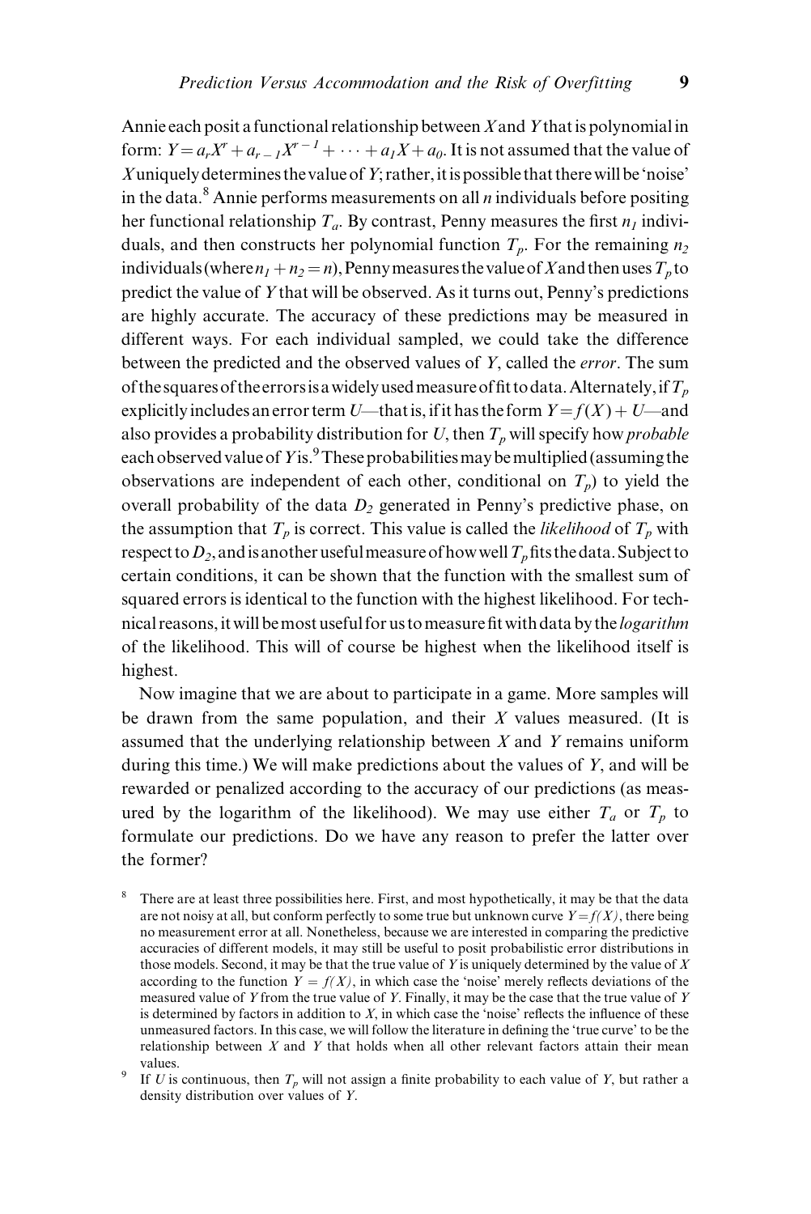Annie each posit a functional relationship between $X$ and $Y$ that is polynomial in form: $Y = a_r X^r + a_{r-1} X^{r-1} + \cdots + a_1 X + a_0$. It is not assumed that the value of $X$ uniquely determines the value of $Y$; rather, it is possible that there will be 'noise' in the data.[8] Annie performs measurements on all $n$ individuals before positing her functional relationship $T_a$. By contrast, Penny measures the first $n_1$ individuals, and then constructs her polynomial function $T_p$. For the remaining $n_2$ individuals (where $n_1 + n_2 = n$), Penny measures the value of $X$ and then uses $T_p$ to predict the value of $Y$ that will be observed. As it turns out, Penny's predictions are highly accurate. The accuracy of these predictions may be measured in different ways. For each individual sampled, we could take the difference between the predicted and the observed values of $Y$, called the *error*. The sum of the squares of the errors is a widely used measure of fit to data. Alternately, if $T_p$ explicitly includes an error term $U$—that is, if it has the form $Y = f(X) + U$—and also provides a probability distribution for $U$, then $T_p$ will specify how *probable* each observed value of $Y$ is.[9] These probabilities may be multiplied (assuming the observations are independent of each other, conditional on $T_p$) to yield the overall probability of the data $D_2$ generated in Penny's predictive phase, on the assumption that $T_p$ is correct. This value is called the *likelihood* of $T_p$ with respect to $D_2$, and is another useful measure of how well $T_p$ fits the data. Subject to certain conditions, it can be shown that the function with the smallest sum of squared errors is identical to the function with the highest likelihood. For technical reasons, it will be most useful for us to measure fit with data by the *logarithm* of the likelihood. This will of course be highest when the likelihood itself is highest.

Now imagine that we are about to participate in a game. More samples will be drawn from the same population, and their $X$ values measured. (It is assumed that the underlying relationship between $X$ and $Y$ remains uniform during this time.) We will make predictions about the values of $Y$, and will be rewarded or penalized according to the accuracy of our predictions (as measured by the logarithm of the likelihood). We may use either $T_a$ or $T_p$ to formulate our predictions. Do we have any reason to prefer the latter over the former?

[8] There are at least three possibilities here. First, and most hypothetically, it may be that the data are not noisy at all, but conform perfectly to some true but unknown curve $Y = f(X)$, there being no measurement error at all. Nonetheless, because we are interested in comparing the predictive accuracies of different models, it may still be useful to posit probabilistic error distributions in those models. Second, it may be that the true value of $Y$ is uniquely determined by the value of $X$ according to the function $Y = f(X)$, in which case the 'noise' merely reflects deviations of the measured value of $Y$ from the true value of $Y$. Finally, it may be the case that the true value of $Y$ is determined by factors in addition to $X$, in which case the 'noise' reflects the influence of these unmeasured factors. In this case, we will follow the literature in defining the 'true curve' to be the relationship between $X$ and $Y$ that holds when all other relevant factors attain their mean values.

[9] If $U$ is continuous, then $T_p$ will not assign a finite probability to each value of $Y$, but rather a density distribution over values of $Y$.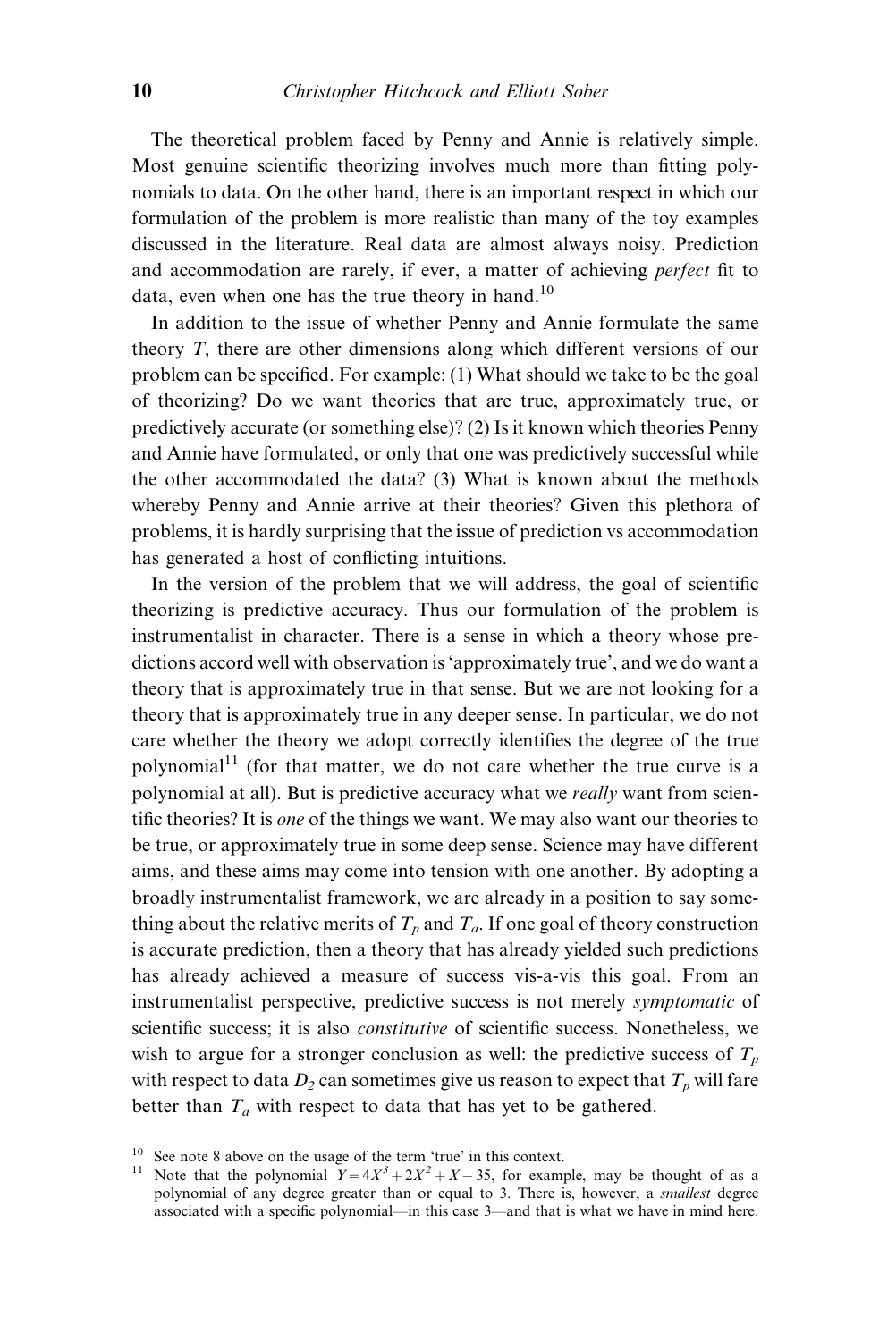The theoretical problem faced by Penny and Annie is relatively simple. Most genuine scientific theorizing involves much more than fitting polynomials to data. On the other hand, there is an important respect in which our formulation of the problem is more realistic than many of the toy examples discussed in the literature. Real data are almost always noisy. Prediction and accommodation are rarely, if ever, a matter of achieving *perfect* fit to data, even when one has the true theory in hand.[10]

In addition to the issue of whether Penny and Annie formulate the same theory $T$, there are other dimensions along which different versions of our problem can be specified. For example: (1) What should we take to be the goal of theorizing? Do we want theories that are true, approximately true, or predictively accurate (or something else)? (2) Is it known which theories Penny and Annie have formulated, or only that one was predictively successful while the other accommodated the data? (3) What is known about the methods whereby Penny and Annie arrive at their theories? Given this plethora of problems, it is hardly surprising that the issue of prediction vs accommodation has generated a host of conflicting intuitions.

In the version of the problem that we will address, the goal of scientific theorizing is predictive accuracy. Thus our formulation of the problem is instrumentalist in character. There is a sense in which a theory whose predictions accord well with observation is 'approximately true', and we do want a theory that is approximately true in that sense. But we are not looking for a theory that is approximately true in any deeper sense. In particular, we do not care whether the theory we adopt correctly identifies the degree of the true polynomial[11] (for that matter, we do not care whether the true curve is a polynomial at all). But is predictive accuracy what we *really* want from scientific theories? It is *one* of the things we want. We may also want our theories to be true, or approximately true in some deep sense. Science may have different aims, and these aims may come into tension with one another. By adopting a broadly instrumentalist framework, we are already in a position to say something about the relative merits of $T_p$ and $T_a$. If one goal of theory construction is accurate prediction, then a theory that has already yielded such predictions has already achieved a measure of success vis-a-vis this goal. From an instrumentalist perspective, predictive success is not merely *symptomatic* of scientific success; it is also *constitutive* of scientific success. Nonetheless, we wish to argue for a stronger conclusion as well: the predictive success of $T_p$ with respect to data $D_2$ can sometimes give us reason to expect that $T_p$ will fare better than $T_a$ with respect to data that has yet to be gathered.

[10] See note 8 above on the usage of the term 'true' in this context.

[11] Note that the polynomial $Y = 4X^3 + 2X^2 + X - 35$, for example, may be thought of as a polynomial of any degree greater than or equal to 3. There is, however, a *smallest* degree associated with a specific polynomial—in this case 3—and that is what we have in mind here.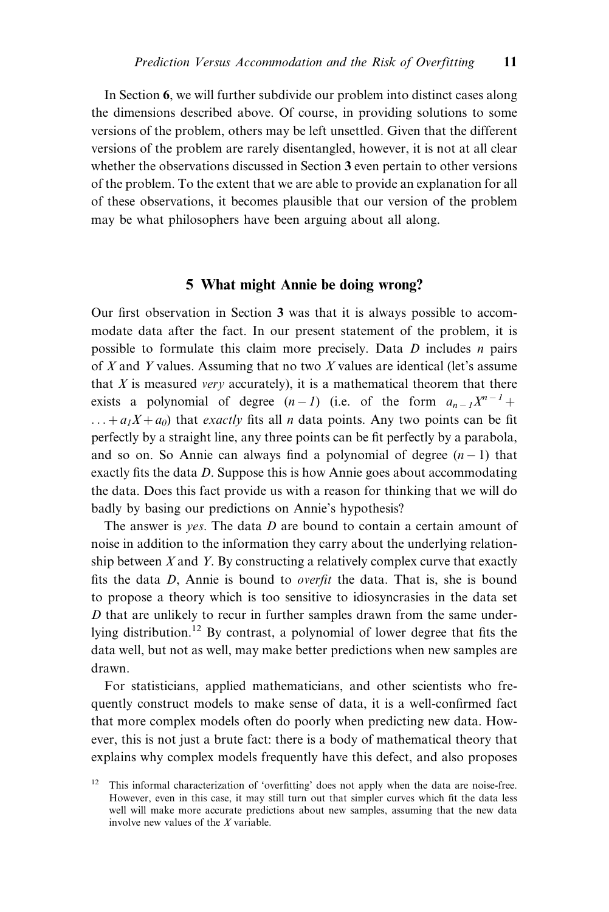In Section **6**, we will further subdivide our problem into distinct cases along the dimensions described above. Of course, in providing solutions to some versions of the problem, others may be left unsettled. Given that the different versions of the problem are rarely disentangled, however, it is not at all clear whether the observations discussed in Section **3** even pertain to other versions of the problem. To the extent that we are able to provide an explanation for all of these observations, it becomes plausible that our version of the problem may be what philosophers have been arguing about all along.

## 5 What might Annie be doing wrong?

Our first observation in Section **3** was that it is always possible to accommodate data after the fact. In our present statement of the problem, it is possible to formulate this claim more precisely. Data $D$ includes $n$ pairs of $X$ and $Y$ values. Assuming that no two $X$ values are identical (let's assume that $X$ is measured *very* accurately), it is a mathematical theorem that there exists a polynomial of degree $(n-1)$ (i.e. of the form $a_{n-1}X^{n-1} + \ldots + a_1X + a_0$) that *exactly* fits all $n$ data points. Any two points can be fit perfectly by a straight line, any three points can be fit perfectly by a parabola, and so on. So Annie can always find a polynomial of degree $(n-1)$ that exactly fits the data $D$. Suppose this is how Annie goes about accommodating the data. Does this fact provide us with a reason for thinking that we will do badly by basing our predictions on Annie's hypothesis?

The answer is *yes*. The data $D$ are bound to contain a certain amount of noise in addition to the information they carry about the underlying relationship between $X$ and $Y$. By constructing a relatively complex curve that exactly fits the data $D$, Annie is bound to *overfit* the data. That is, she is bound to propose a theory which is too sensitive to idiosyncrasies in the data set $D$ that are unlikely to recur in further samples drawn from the same underlying distribution.[12] By contrast, a polynomial of lower degree that fits the data well, but not as well, may make better predictions when new samples are drawn.

For statisticians, applied mathematicians, and other scientists who frequently construct models to make sense of data, it is a well-confirmed fact that more complex models often do poorly when predicting new data. However, this is not just a brute fact: there is a body of mathematical theory that explains why complex models frequently have this defect, and also proposes

[12] This informal characterization of 'overfitting' does not apply when the data are noise-free. However, even in this case, it may still turn out that simpler curves which fit the data less well will make more accurate predictions about new samples, assuming that the new data involve new values of the $X$ variable.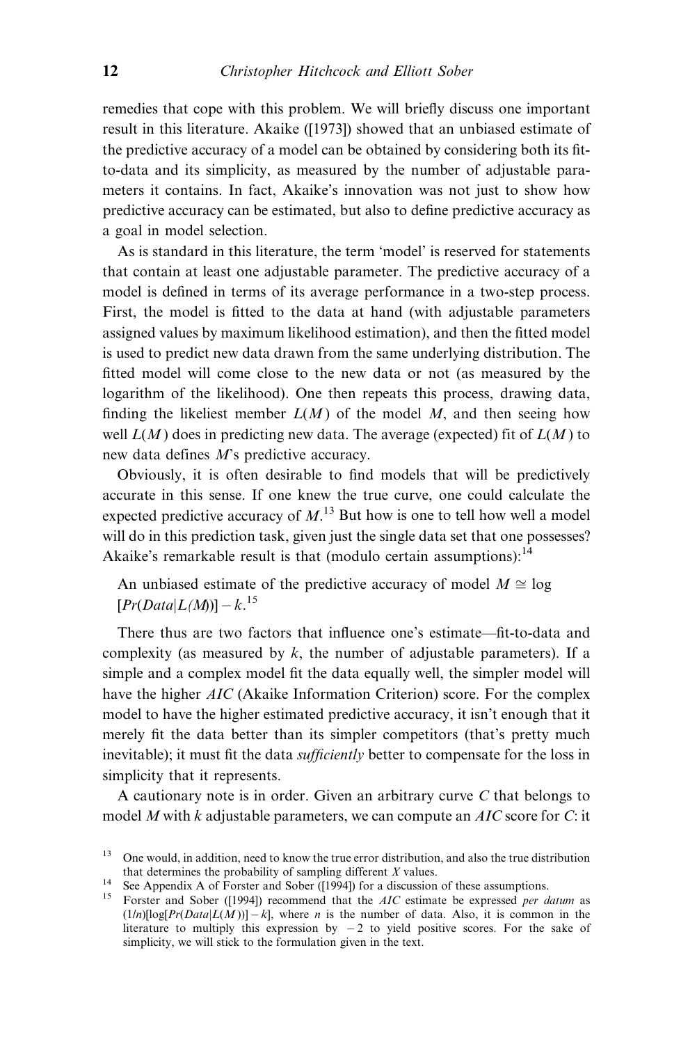remedies that cope with this problem. We will briefly discuss one important result in this literature. Akaike ([1973]) showed that an unbiased estimate of the predictive accuracy of a model can be obtained by considering both its fit-to-data and its simplicity, as measured by the number of adjustable parameters it contains. In fact, Akaike's innovation was not just to show how predictive accuracy can be estimated, but also to define predictive accuracy as a goal in model selection.

As is standard in this literature, the term 'model' is reserved for statements that contain at least one adjustable parameter. The predictive accuracy of a model is defined in terms of its average performance in a two-step process. First, the model is fitted to the data at hand (with adjustable parameters assigned values by maximum likelihood estimation), and then the fitted model is used to predict new data drawn from the same underlying distribution. The fitted model will come close to the new data or not (as measured by the logarithm of the likelihood). One then repeats this process, drawing data, finding the likeliest member $L(M)$ of the model $M$, and then seeing how well $L(M)$ does in predicting new data. The average (expected) fit of $L(M)$ to new data defines $M$'s predictive accuracy.

Obviously, it is often desirable to find models that will be predictively accurate in this sense. If one knew the true curve, one could calculate the expected predictive accuracy of $M$.[13] But how is one to tell how well a model will do in this prediction task, given just the single data set that one possesses? Akaike's remarkable result is that (modulo certain assumptions):[14]

> An unbiased estimate of the predictive accuracy of model $M \cong \log[Pr(Data|L(M))] - k$.[15]

There thus are two factors that influence one's estimate—fit-to-data and complexity (as measured by $k$, the number of adjustable parameters). If a simple and a complex model fit the data equally well, the simpler model will have the higher *AIC* (Akaike Information Criterion) score. For the complex model to have the higher estimated predictive accuracy, it isn't enough that it merely fit the data better than its simpler competitors (that's pretty much inevitable); it must fit the data *sufficiently* better to compensate for the loss in simplicity that it represents.

A cautionary note is in order. Given an arbitrary curve $C$ that belongs to model $M$ with $k$ adjustable parameters, we can compute an *AIC* score for $C$: it

---

[13] One would, in addition, need to know the true error distribution, and also the true distribution that determines the probability of sampling different $X$ values.

[14] See Appendix A of Forster and Sober ([1994]) for a discussion of these assumptions.

[15] Forster and Sober ([1994]) recommend that the *AIC* estimate be expressed *per datum* as $(1/n)[\log[Pr(Data|L(M))] - k]$, where $n$ is the number of data. Also, it is common in the literature to multiply this expression by $-2$ to yield positive scores. For the sake of simplicity, we will stick to the formulation given in the text.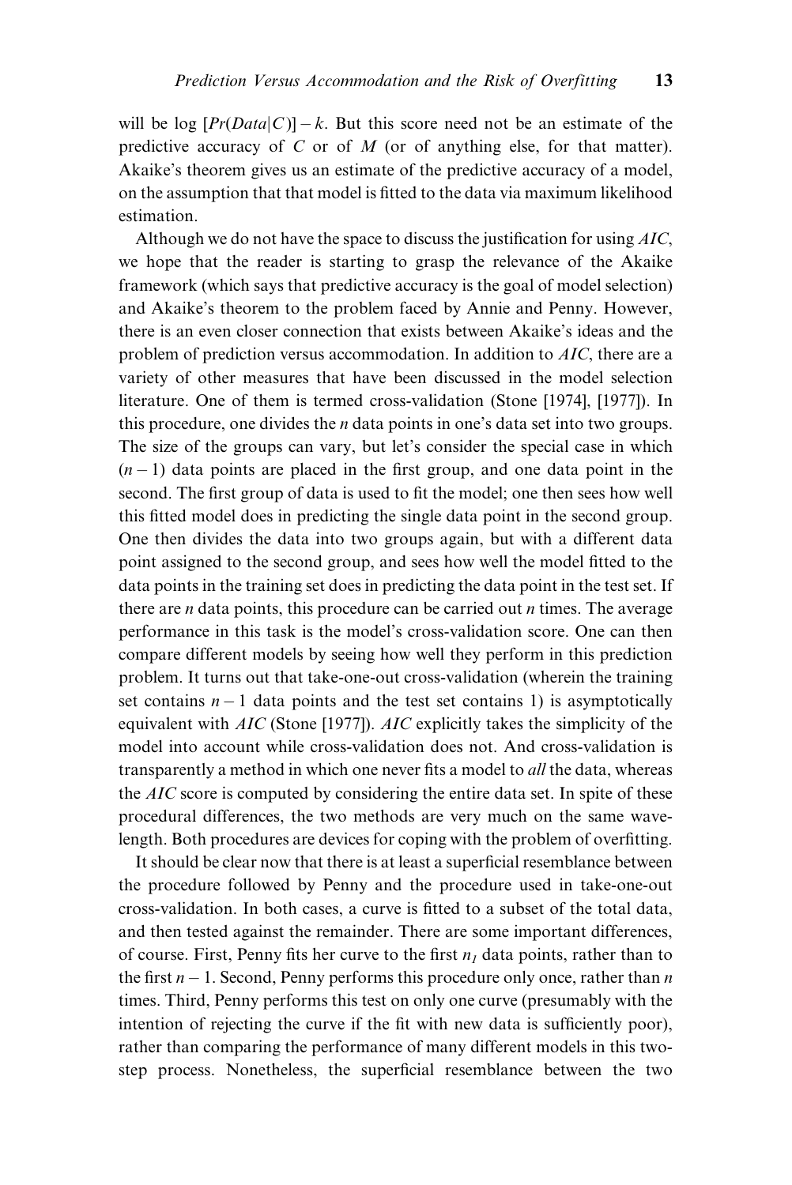will be log $[Pr(Data|C)] - k$. But this score need not be an estimate of the predictive accuracy of $C$ or of $M$ (or of anything else, for that matter). Akaike's theorem gives us an estimate of the predictive accuracy of a model, on the assumption that that model is fitted to the data via maximum likelihood estimation.

Although we do not have the space to discuss the justification for using *AIC*, we hope that the reader is starting to grasp the relevance of the Akaike framework (which says that predictive accuracy is the goal of model selection) and Akaike's theorem to the problem faced by Annie and Penny. However, there is an even closer connection that exists between Akaike's ideas and the problem of prediction versus accommodation. In addition to *AIC*, there are a variety of other measures that have been discussed in the model selection literature. One of them is termed cross-validation (Stone [1974], [1977]). In this procedure, one divides the $n$ data points in one's data set into two groups. The size of the groups can vary, but let's consider the special case in which $(n - 1)$ data points are placed in the first group, and one data point in the second. The first group of data is used to fit the model; one then sees how well this fitted model does in predicting the single data point in the second group. One then divides the data into two groups again, but with a different data point assigned to the second group, and sees how well the model fitted to the data points in the training set does in predicting the data point in the test set. If there are $n$ data points, this procedure can be carried out $n$ times. The average performance in this task is the model's cross-validation score. One can then compare different models by seeing how well they perform in this prediction problem. It turns out that take-one-out cross-validation (wherein the training set contains $n - 1$ data points and the test set contains 1) is asymptotically equivalent with *AIC* (Stone [1977]). *AIC* explicitly takes the simplicity of the model into account while cross-validation does not. And cross-validation is transparently a method in which one never fits a model to *all* the data, whereas the *AIC* score is computed by considering the entire data set. In spite of these procedural differences, the two methods are very much on the same wavelength. Both procedures are devices for coping with the problem of overfitting.

It should be clear now that there is at least a superficial resemblance between the procedure followed by Penny and the procedure used in take-one-out cross-validation. In both cases, a curve is fitted to a subset of the total data, and then tested against the remainder. There are some important differences, of course. First, Penny fits her curve to the first $n_1$ data points, rather than to the first $n - 1$. Second, Penny performs this procedure only once, rather than $n$ times. Third, Penny performs this test on only one curve (presumably with the intention of rejecting the curve if the fit with new data is sufficiently poor), rather than comparing the performance of many different models in this two-step process. Nonetheless, the superficial resemblance between the two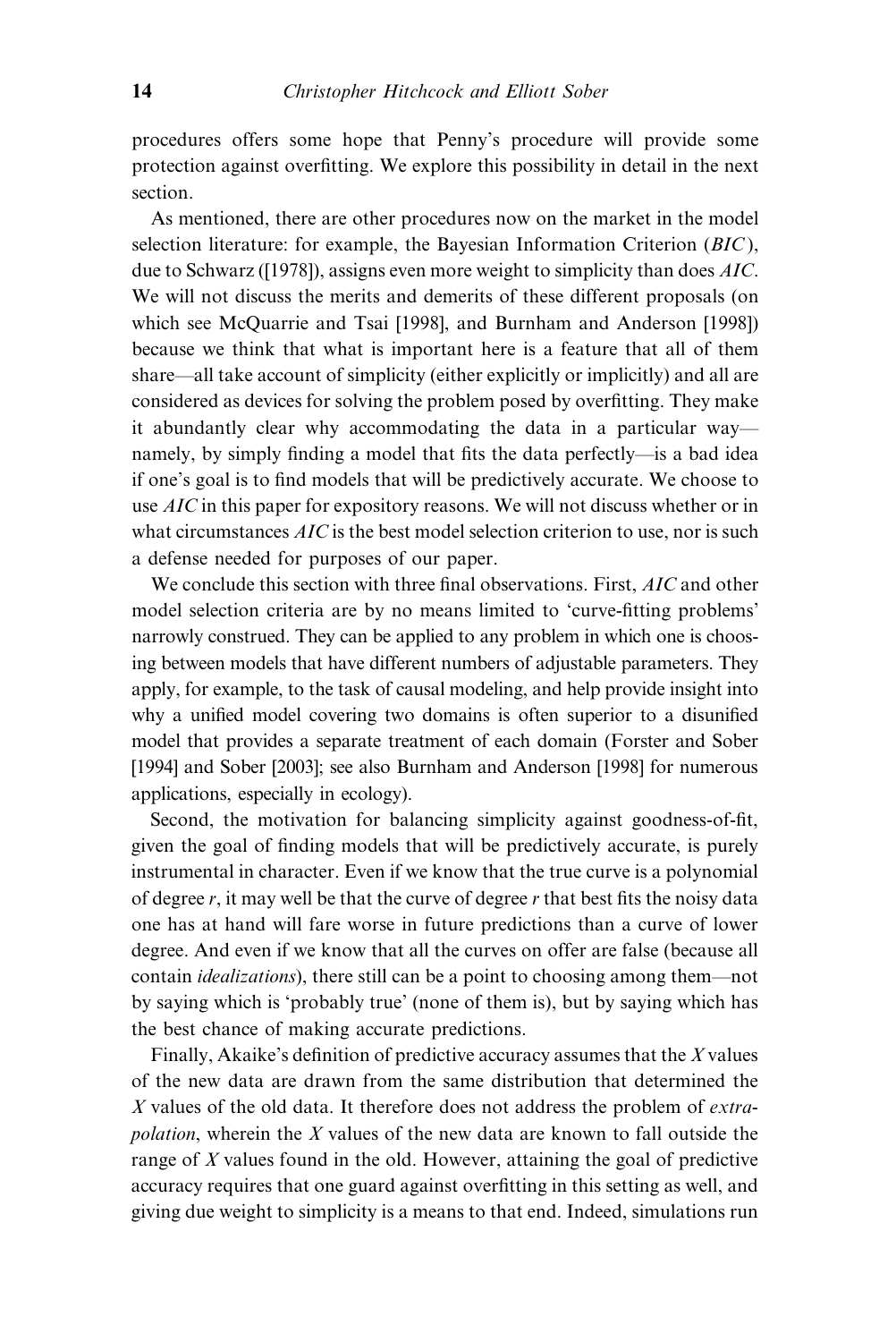procedures offers some hope that Penny's procedure will provide some protection against overfitting. We explore this possibility in detail in the next section.

As mentioned, there are other procedures now on the market in the model selection literature: for example, the Bayesian Information Criterion (*BIC*), due to Schwarz ([1978]), assigns even more weight to simplicity than does *AIC*. We will not discuss the merits and demerits of these different proposals (on which see McQuarrie and Tsai [1998], and Burnham and Anderson [1998]) because we think that what is important here is a feature that all of them share—all take account of simplicity (either explicitly or implicitly) and all are considered as devices for solving the problem posed by overfitting. They make it abundantly clear why accommodating the data in a particular way—namely, by simply finding a model that fits the data perfectly—is a bad idea if one's goal is to find models that will be predictively accurate. We choose to use *AIC* in this paper for expository reasons. We will not discuss whether or in what circumstances *AIC* is the best model selection criterion to use, nor is such a defense needed for purposes of our paper.

We conclude this section with three final observations. First, *AIC* and other model selection criteria are by no means limited to 'curve-fitting problems' narrowly construed. They can be applied to any problem in which one is choosing between models that have different numbers of adjustable parameters. They apply, for example, to the task of causal modeling, and help provide insight into why a unified model covering two domains is often superior to a disunified model that provides a separate treatment of each domain (Forster and Sober [1994] and Sober [2003]; see also Burnham and Anderson [1998] for numerous applications, especially in ecology).

Second, the motivation for balancing simplicity against goodness-of-fit, given the goal of finding models that will be predictively accurate, is purely instrumental in character. Even if we know that the true curve is a polynomial of degree $r$, it may well be that the curve of degree $r$ that best fits the noisy data one has at hand will fare worse in future predictions than a curve of lower degree. And even if we know that all the curves on offer are false (because all contain *idealizations*), there still can be a point to choosing among them—not by saying which is 'probably true' (none of them is), but by saying which has the best chance of making accurate predictions.

Finally, Akaike's definition of predictive accuracy assumes that the $X$ values of the new data are drawn from the same distribution that determined the $X$ values of the old data. It therefore does not address the problem of *extrapolation*, wherein the $X$ values of the new data are known to fall outside the range of $X$ values found in the old. However, attaining the goal of predictive accuracy requires that one guard against overfitting in this setting as well, and giving due weight to simplicity is a means to that end. Indeed, simulations run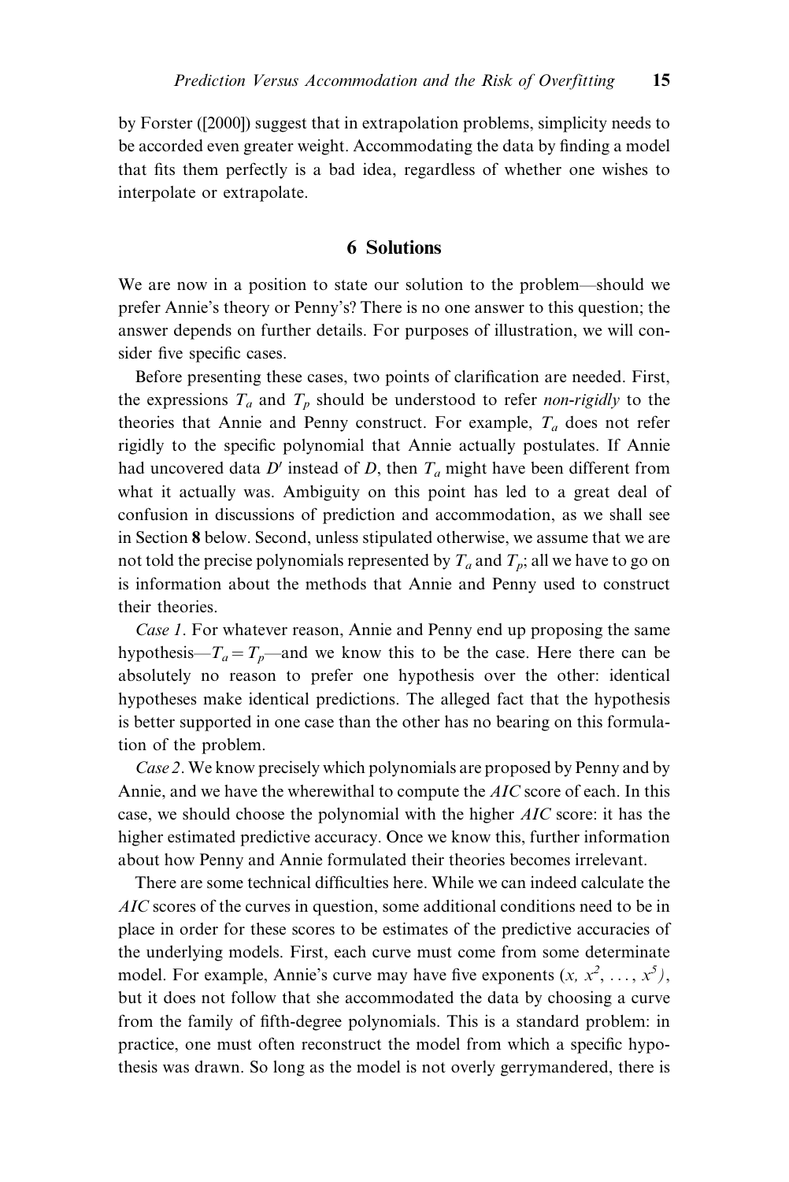by Forster ([2000]) suggest that in extrapolation problems, simplicity needs to be accorded even greater weight. Accommodating the data by finding a model that fits them perfectly is a bad idea, regardless of whether one wishes to interpolate or extrapolate.

## 6 Solutions

We are now in a position to state our solution to the problem—should we prefer Annie's theory or Penny's? There is no one answer to this question; the answer depends on further details. For purposes of illustration, we will consider five specific cases.

Before presenting these cases, two points of clarification are needed. First, the expressions $T_a$ and $T_p$ should be understood to refer *non-rigidly* to the theories that Annie and Penny construct. For example, $T_a$ does not refer rigidly to the specific polynomial that Annie actually postulates. If Annie had uncovered data $D'$ instead of $D$, then $T_a$ might have been different from what it actually was. Ambiguity on this point has led to a great deal of confusion in discussions of prediction and accommodation, as we shall see in Section **8** below. Second, unless stipulated otherwise, we assume that we are not told the precise polynomials represented by $T_a$ and $T_p$; all we have to go on is information about the methods that Annie and Penny used to construct their theories.

*Case 1*. For whatever reason, Annie and Penny end up proposing the same hypothesis—$T_a = T_p$—and we know this to be the case. Here there can be absolutely no reason to prefer one hypothesis over the other: identical hypotheses make identical predictions. The alleged fact that the hypothesis is better supported in one case than the other has no bearing on this formulation of the problem.

*Case 2*. We know precisely which polynomials are proposed by Penny and by Annie, and we have the wherewithal to compute the *AIC* score of each. In this case, we should choose the polynomial with the higher *AIC* score: it has the higher estimated predictive accuracy. Once we know this, further information about how Penny and Annie formulated their theories becomes irrelevant.

There are some technical difficulties here. While we can indeed calculate the *AIC* scores of the curves in question, some additional conditions need to be in place in order for these scores to be estimates of the predictive accuracies of the underlying models. First, each curve must come from some determinate model. For example, Annie's curve may have five exponents $(x, x^2, \ldots, x^5)$, but it does not follow that she accommodated the data by choosing a curve from the family of fifth-degree polynomials. This is a standard problem: in practice, one must often reconstruct the model from which a specific hypothesis was drawn. So long as the model is not overly gerrymandered, there is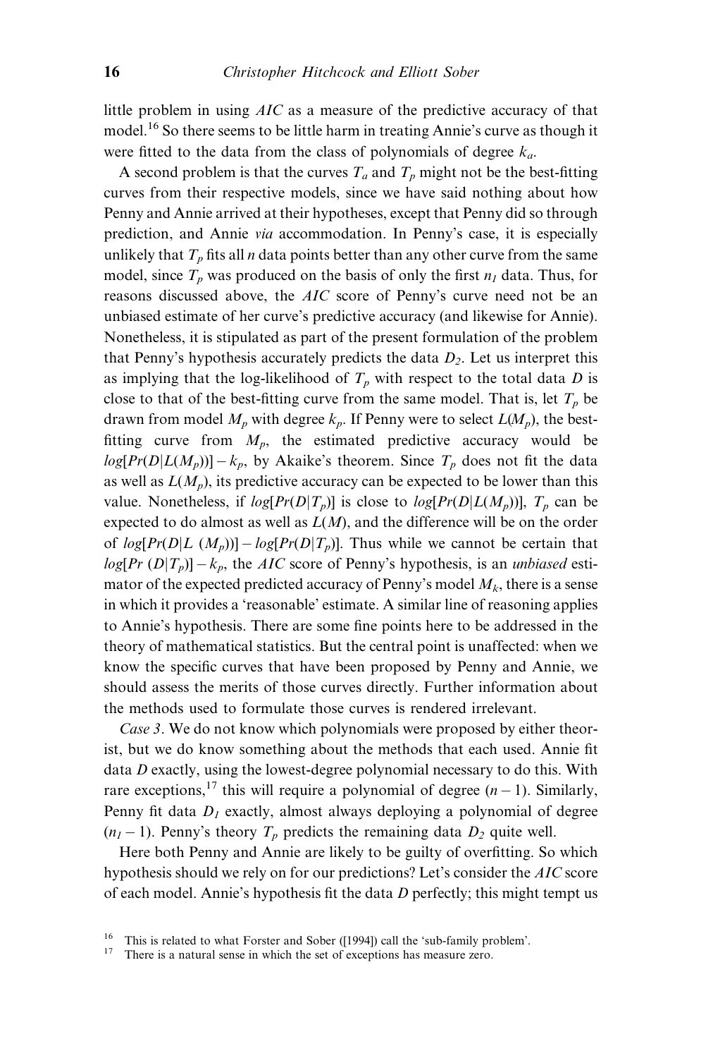little problem in using *AIC* as a measure of the predictive accuracy of that model.[16] So there seems to be little harm in treating Annie's curve as though it were fitted to the data from the class of polynomials of degree $k_a$.

A second problem is that the curves $T_a$ and $T_p$ might not be the best-fitting curves from their respective models, since we have said nothing about how Penny and Annie arrived at their hypotheses, except that Penny did so through prediction, and Annie *via* accommodation. In Penny's case, it is especially unlikely that $T_p$ fits all $n$ data points better than any other curve from the same model, since $T_p$ was produced on the basis of only the first $n_1$ data. Thus, for reasons discussed above, the *AIC* score of Penny's curve need not be an unbiased estimate of her curve's predictive accuracy (and likewise for Annie). Nonetheless, it is stipulated as part of the present formulation of the problem that Penny's hypothesis accurately predicts the data $D_2$. Let us interpret this as implying that the log-likelihood of $T_p$ with respect to the total data $D$ is close to that of the best-fitting curve from the same model. That is, let $T_p$ be drawn from model $M_p$ with degree $k_p$. If Penny were to select $L(M_p)$, the best-fitting curve from $M_p$, the estimated predictive accuracy would be $log[Pr(D|L(M_p))] - k_p$, by Akaike's theorem. Since $T_p$ does not fit the data as well as $L(M_p)$, its predictive accuracy can be expected to be lower than this value. Nonetheless, if $log[Pr(D|T_p)]$ is close to $log[Pr(D|L(M_p))]$, $T_p$ can be expected to do almost as well as $L(M)$, and the difference will be on the order of $log[Pr(D|L(M_p))] - log[Pr(D|T_p)]$. Thus while we cannot be certain that $log[Pr(D|T_p)] - k_p$, the *AIC* score of Penny's hypothesis, is an *unbiased* estimator of the expected predicted accuracy of Penny's model $M_k$, there is a sense in which it provides a 'reasonable' estimate. A similar line of reasoning applies to Annie's hypothesis. There are some fine points here to be addressed in the theory of mathematical statistics. But the central point is unaffected: when we know the specific curves that have been proposed by Penny and Annie, we should assess the merits of those curves directly. Further information about the methods used to formulate those curves is rendered irrelevant.

*Case 3*. We do not know which polynomials were proposed by either theorist, but we do know something about the methods that each used. Annie fit data $D$ exactly, using the lowest-degree polynomial necessary to do this. With rare exceptions,[17] this will require a polynomial of degree $(n - 1)$. Similarly, Penny fit data $D_1$ exactly, almost always deploying a polynomial of degree $(n_1 - 1)$. Penny's theory $T_p$ predicts the remaining data $D_2$ quite well.

Here both Penny and Annie are likely to be guilty of overfitting. So which hypothesis should we rely on for our predictions? Let's consider the *AIC* score of each model. Annie's hypothesis fit the data $D$ perfectly; this might tempt us

[16] This is related to what Forster and Sober ([1994]) call the 'sub-family problem'.

[17] There is a natural sense in which the set of exceptions has measure zero.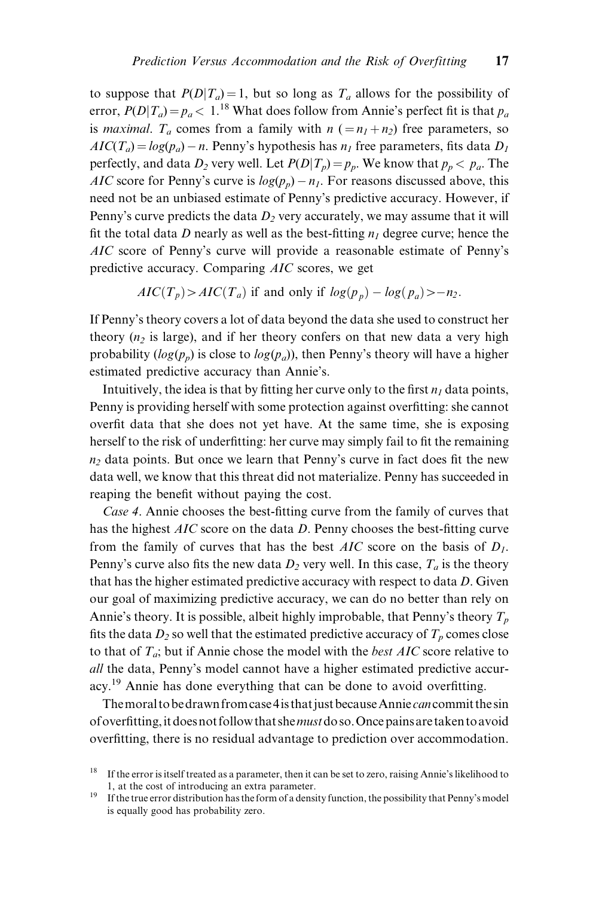to suppose that $P(D|T_a) = 1$, but so long as $T_a$ allows for the possibility of error, $P(D|T_a) = p_a < 1$.[18] What does follow from Annie's perfect fit is that $p_a$ is *maximal*. $T_a$ comes from a family with $n$ $(= n_1 + n_2)$ free parameters, so $AIC(T_a) = log(p_a) - n$. Penny's hypothesis has $n_1$ free parameters, fits data $D_1$ perfectly, and data $D_2$ very well. Let $P(D|T_p) = p_p$. We know that $p_p < p_a$. The $AIC$ score for Penny's curve is $log(p_p) - n_1$. For reasons discussed above, this need not be an unbiased estimate of Penny's predictive accuracy. However, if Penny's curve predicts the data $D_2$ very accurately, we may assume that it will fit the total data $D$ nearly as well as the best-fitting $n_1$ degree curve; hence the $AIC$ score of Penny's curve will provide a reasonable estimate of Penny's predictive accuracy. Comparing $AIC$ scores, we get

$$AIC(T_p) > AIC(T_a) \text{ if and only if } log(p_p) - log(p_a) > -n_2.$$

If Penny's theory covers a lot of data beyond the data she used to construct her theory ($n_2$ is large), and if her theory confers on that new data a very high probability ($log(p_p)$ is close to $log(p_a)$), then Penny's theory will have a higher estimated predictive accuracy than Annie's.

Intuitively, the idea is that by fitting her curve only to the first $n_1$ data points, Penny is providing herself with some protection against overfitting: she cannot overfit data that she does not yet have. At the same time, she is exposing herself to the risk of underfitting: her curve may simply fail to fit the remaining $n_2$ data points. But once we learn that Penny's curve in fact does fit the new data well, we know that this threat did not materialize. Penny has succeeded in reaping the benefit without paying the cost.

*Case 4*. Annie chooses the best-fitting curve from the family of curves that has the highest $AIC$ score on the data $D$. Penny chooses the best-fitting curve from the family of curves that has the best $AIC$ score on the basis of $D_1$. Penny's curve also fits the new data $D_2$ very well. In this case, $T_a$ is the theory that has the higher estimated predictive accuracy with respect to data $D$. Given our goal of maximizing predictive accuracy, we can do no better than rely on Annie's theory. It is possible, albeit highly improbable, that Penny's theory $T_p$ fits the data $D_2$ so well that the estimated predictive accuracy of $T_p$ comes close to that of $T_a$; but if Annie chose the model with the *best AIC* score relative to *all* the data, Penny's model cannot have a higher estimated predictive accuracy.[19] Annie has done everything that can be done to avoid overfitting.

The moral to be drawn from case 4 is that just because Annie *can* commit the sin of overfitting, it does not follow that she *must* do so. Once pains are taken to avoid overfitting, there is no residual advantage to prediction over accommodation.

[18] If the error is itself treated as a parameter, then it can be set to zero, raising Annie's likelihood to 1, at the cost of introducing an extra parameter.

[19] If the true error distribution has the form of a density function, the possibility that Penny's model is equally good has probability zero.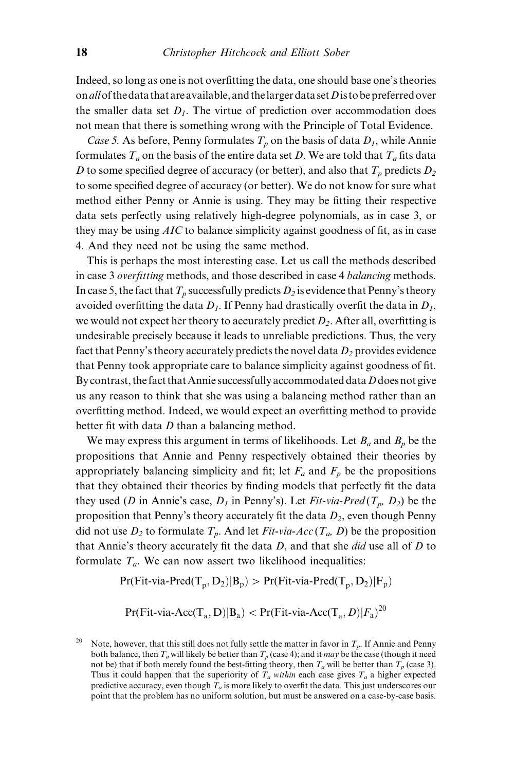Indeed, so long as one is not overfitting the data, one should base one's theories on *all* of the data that are available, and the larger data set $D$ is to be preferred over the smaller data set $D_1$. The virtue of prediction over accommodation does not mean that there is something wrong with the Principle of Total Evidence.

*Case 5.* As before, Penny formulates $T_p$ on the basis of data $D_1$, while Annie formulates $T_a$ on the basis of the entire data set $D$. We are told that $T_a$ fits data $D$ to some specified degree of accuracy (or better), and also that $T_p$ predicts $D_2$ to some specified degree of accuracy (or better). We do not know for sure what method either Penny or Annie is using. They may be fitting their respective data sets perfectly using relatively high-degree polynomials, as in case 3, or they may be using *AIC* to balance simplicity against goodness of fit, as in case 4. And they need not be using the same method.

This is perhaps the most interesting case. Let us call the methods described in case 3 *overfitting* methods, and those described in case 4 *balancing* methods. In case 5, the fact that $T_p$ successfully predicts $D_2$ is evidence that Penny's theory avoided overfitting the data $D_1$. If Penny had drastically overfit the data in $D_1$, we would not expect her theory to accurately predict $D_2$. After all, overfitting is undesirable precisely because it leads to unreliable predictions. Thus, the very fact that Penny's theory accurately predicts the novel data $D_2$ provides evidence that Penny took appropriate care to balance simplicity against goodness of fit. By contrast, the fact that Annie successfully accommodated data $D$ does not give us any reason to think that she was using a balancing method rather than an overfitting method. Indeed, we would expect an overfitting method to provide better fit with data $D$ than a balancing method.

We may express this argument in terms of likelihoods. Let $B_a$ and $B_p$ be the propositions that Annie and Penny respectively obtained their theories by appropriately balancing simplicity and fit; let $F_a$ and $F_p$ be the propositions that they obtained their theories by finding models that perfectly fit the data they used ($D$ in Annie's case, $D_1$ in Penny's). Let *Fit-via-Pred*$(T_p, D_2)$ be the proposition that Penny's theory accurately fit the data $D_2$, even though Penny did not use $D_2$ to formulate $T_p$. And let *Fit-via-Acc*$(T_a, D)$ be the proposition that Annie's theory accurately fit the data $D$, and that she *did* use all of $D$ to formulate $T_a$. We can now assert two likelihood inequalities:

$$\Pr(\text{Fit-via-Pred}(T_p, D_2)|B_p) > \Pr(\text{Fit-via-Pred}(T_p, D_2)|F_p)$$

$$\Pr(\text{Fit-via-Acc}(T_a, D)|B_a) < \Pr(\text{Fit-via-Acc}(T_a, D)|F_a)$$ [20]

[20] Note, however, that this still does not fully settle the matter in favor in $T_p$. If Annie and Penny both balance, then $T_a$ will likely be better than $T_p$ (case 4); and it *may* be the case (though it need not be) that if both merely found the best-fitting theory, then $T_a$ will be better than $T_p$ (case 3). Thus it could happen that the superiority of $T_a$ *within* each case gives $T_a$ a higher expected predictive accuracy, even though $T_a$ is more likely to overfit the data. This just underscores our point that the problem has no uniform solution, but must be answered on a case-by-case basis.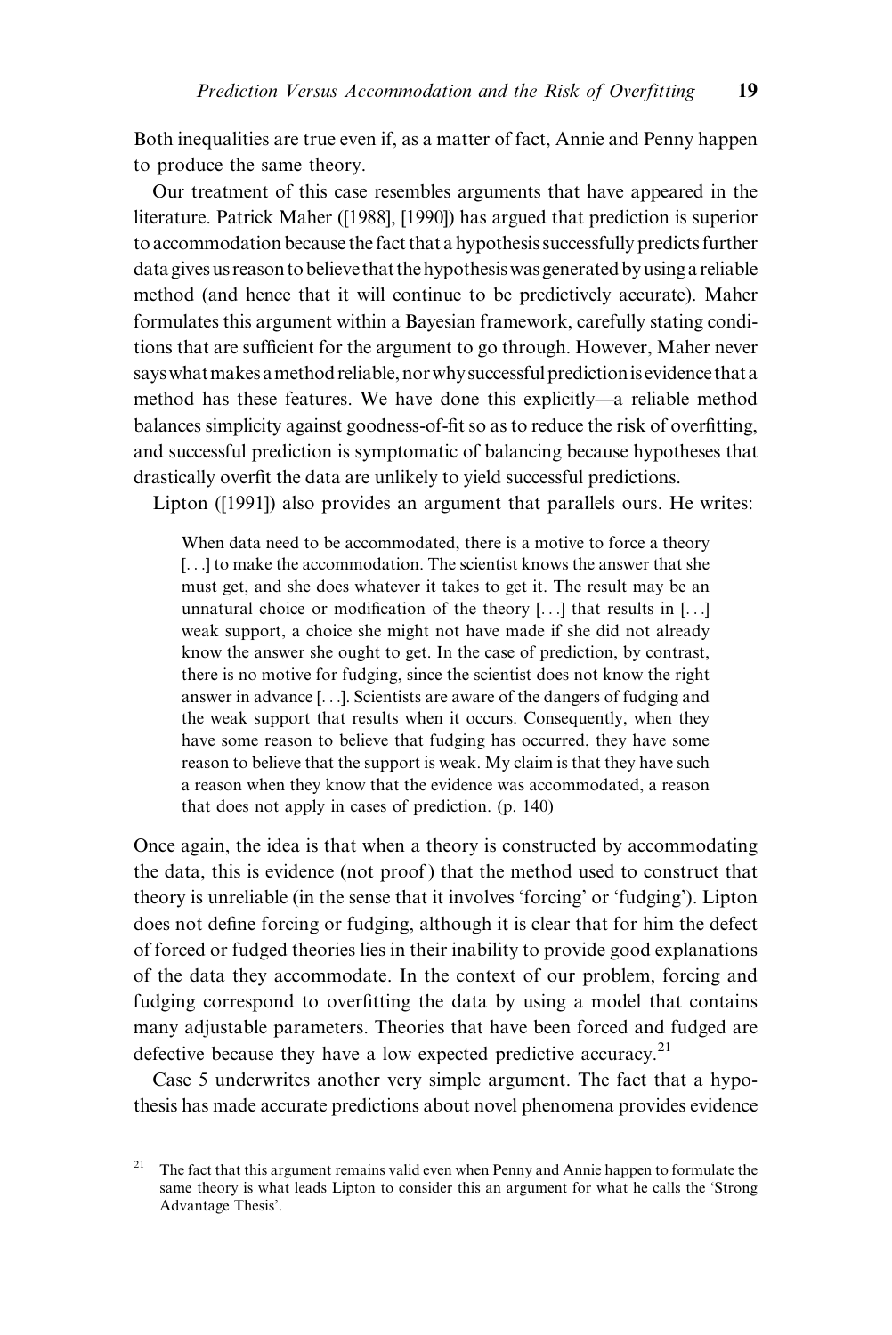Both inequalities are true even if, as a matter of fact, Annie and Penny happen to produce the same theory.

Our treatment of this case resembles arguments that have appeared in the literature. Patrick Maher ([1988], [1990]) has argued that prediction is superior to accommodation because the fact that a hypothesis successfully predicts further data gives us reason to believe that the hypothesis was generated by using a reliable method (and hence that it will continue to be predictively accurate). Maher formulates this argument within a Bayesian framework, carefully stating conditions that are sufficient for the argument to go through. However, Maher never says what makes a method reliable, nor why successful prediction is evidence that a method has these features. We have done this explicitly—a reliable method balances simplicity against goodness-of-fit so as to reduce the risk of overfitting, and successful prediction is symptomatic of balancing because hypotheses that drastically overfit the data are unlikely to yield successful predictions.

Lipton ([1991]) also provides an argument that parallels ours. He writes:

> When data need to be accommodated, there is a motive to force a theory [. . .] to make the accommodation. The scientist knows the answer that she must get, and she does whatever it takes to get it. The result may be an unnatural choice or modification of the theory [. . .] that results in [. . .] weak support, a choice she might not have made if she did not already know the answer she ought to get. In the case of prediction, by contrast, there is no motive for fudging, since the scientist does not know the right answer in advance [. . .]. Scientists are aware of the dangers of fudging and the weak support that results when it occurs. Consequently, when they have some reason to believe that fudging has occurred, they have some reason to believe that the support is weak. My claim is that they have such a reason when they know that the evidence was accommodated, a reason that does not apply in cases of prediction. (p. 140)

Once again, the idea is that when a theory is constructed by accommodating the data, this is evidence (not proof) that the method used to construct that theory is unreliable (in the sense that it involves 'forcing' or 'fudging'). Lipton does not define forcing or fudging, although it is clear that for him the defect of forced or fudged theories lies in their inability to provide good explanations of the data they accommodate. In the context of our problem, forcing and fudging correspond to overfitting the data by using a model that contains many adjustable parameters. Theories that have been forced and fudged are defective because they have a low expected predictive accuracy.[21]

Case 5 underwrites another very simple argument. The fact that a hypothesis has made accurate predictions about novel phenomena provides evidence

[21] The fact that this argument remains valid even when Penny and Annie happen to formulate the same theory is what leads Lipton to consider this an argument for what he calls the 'Strong Advantage Thesis'.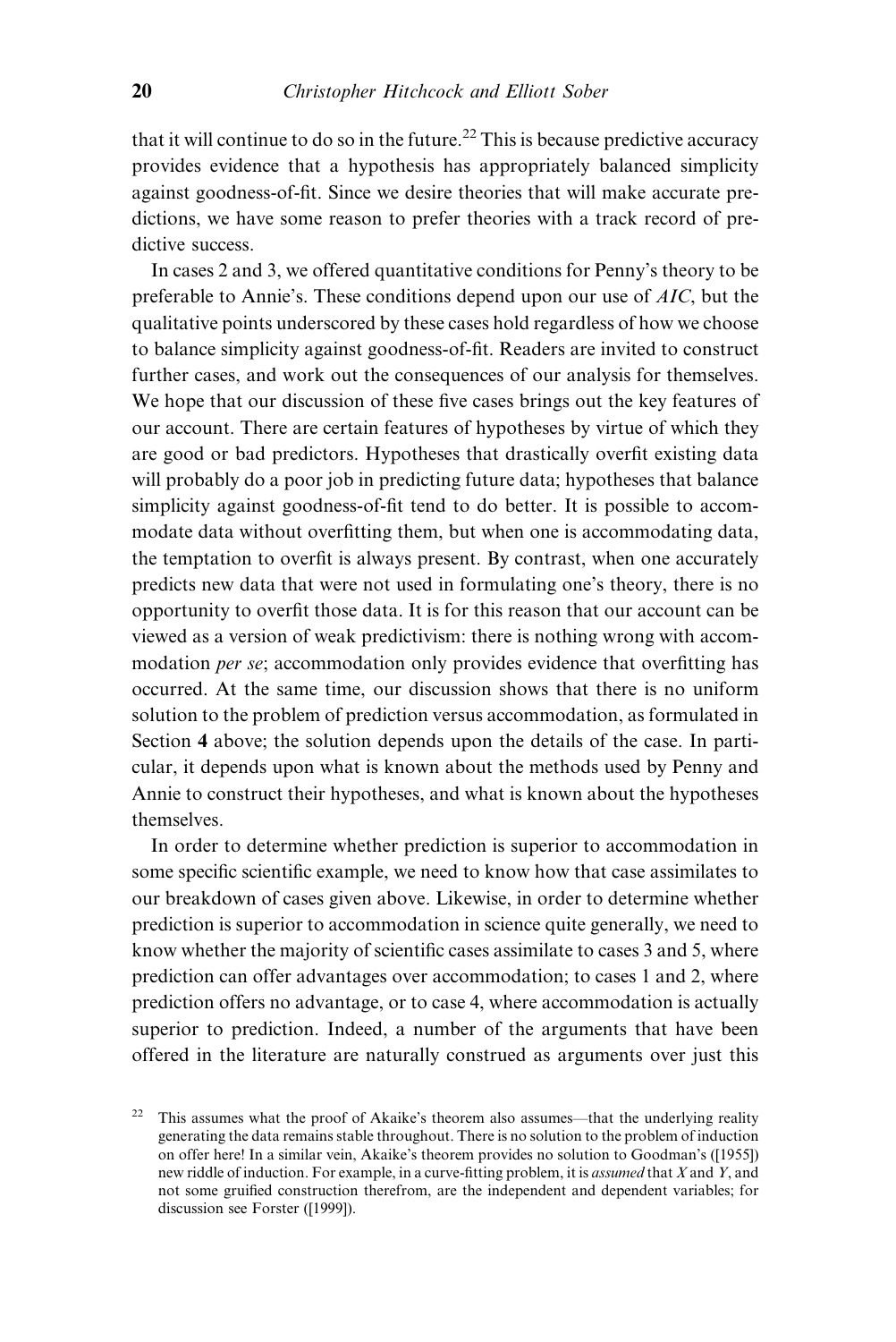that it will continue to do so in the future.[22] This is because predictive accuracy provides evidence that a hypothesis has appropriately balanced simplicity against goodness-of-fit. Since we desire theories that will make accurate predictions, we have some reason to prefer theories with a track record of predictive success.

In cases 2 and 3, we offered quantitative conditions for Penny's theory to be preferable to Annie's. These conditions depend upon our use of *AIC*, but the qualitative points underscored by these cases hold regardless of how we choose to balance simplicity against goodness-of-fit. Readers are invited to construct further cases, and work out the consequences of our analysis for themselves. We hope that our discussion of these five cases brings out the key features of our account. There are certain features of hypotheses by virtue of which they are good or bad predictors. Hypotheses that drastically overfit existing data will probably do a poor job in predicting future data; hypotheses that balance simplicity against goodness-of-fit tend to do better. It is possible to accommodate data without overfitting them, but when one is accommodating data, the temptation to overfit is always present. By contrast, when one accurately predicts new data that were not used in formulating one's theory, there is no opportunity to overfit those data. It is for this reason that our account can be viewed as a version of weak predictivism: there is nothing wrong with accommodation *per se*; accommodation only provides evidence that overfitting has occurred. At the same time, our discussion shows that there is no uniform solution to the problem of prediction versus accommodation, as formulated in Section **4** above; the solution depends upon the details of the case. In particular, it depends upon what is known about the methods used by Penny and Annie to construct their hypotheses, and what is known about the hypotheses themselves.

In order to determine whether prediction is superior to accommodation in some specific scientific example, we need to know how that case assimilates to our breakdown of cases given above. Likewise, in order to determine whether prediction is superior to accommodation in science quite generally, we need to know whether the majority of scientific cases assimilate to cases 3 and 5, where prediction can offer advantages over accommodation; to cases 1 and 2, where prediction offers no advantage, or to case 4, where accommodation is actually superior to prediction. Indeed, a number of the arguments that have been offered in the literature are naturally construed as arguments over just this

[22] This assumes what the proof of Akaike's theorem also assumes—that the underlying reality generating the data remains stable throughout. There is no solution to the problem of induction on offer here! In a similar vein, Akaike's theorem provides no solution to Goodman's ([1955]) new riddle of induction. For example, in a curve-fitting problem, it is *assumed* that $X$ and $Y$, and not some gruified construction therefrom, are the independent and dependent variables; for discussion see Forster ([1999]).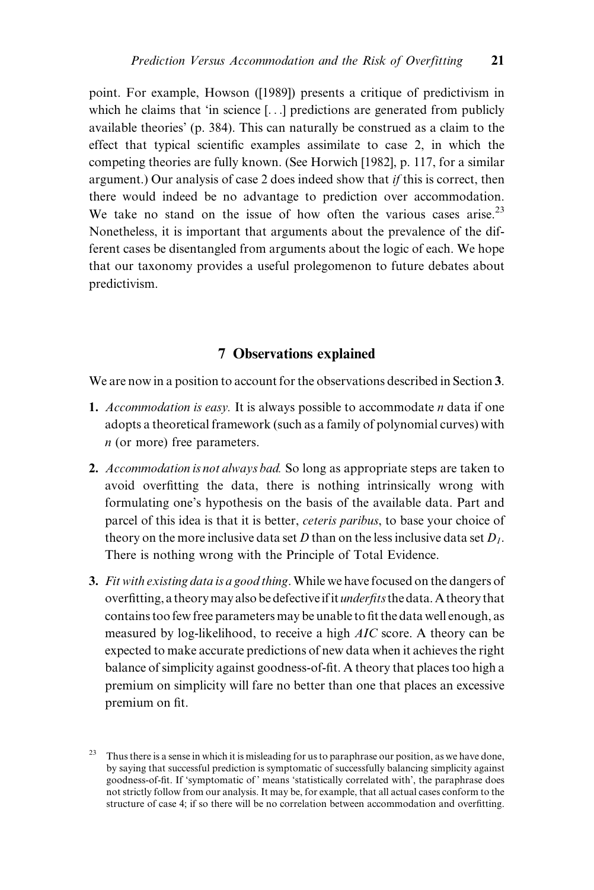point. For example, Howson ([1989]) presents a critique of predictivism in which he claims that 'in science [...] predictions are generated from publicly available theories' (p. 384). This can naturally be construed as a claim to the effect that typical scientific examples assimilate to case 2, in which the competing theories are fully known. (See Horwich [1982], p. 117, for a similar argument.) Our analysis of case 2 does indeed show that *if* this is correct, then there would indeed be no advantage to prediction over accommodation. We take no stand on the issue of how often the various cases arise.[23] Nonetheless, it is important that arguments about the prevalence of the different cases be disentangled from arguments about the logic of each. We hope that our taxonomy provides a useful prolegomenon to future debates about predictivism.

## 7 Observations explained

We are now in a position to account for the observations described in Section **3**.

1. *Accommodation is easy.* It is always possible to accommodate $n$ data if one adopts a theoretical framework (such as a family of polynomial curves) with $n$ (or more) free parameters.
2. *Accommodation is not always bad.* So long as appropriate steps are taken to avoid overfitting the data, there is nothing intrinsically wrong with formulating one's hypothesis on the basis of the available data. Part and parcel of this idea is that it is better, *ceteris paribus*, to base your choice of theory on the more inclusive data set $D$ than on the less inclusive data set $D_1$. There is nothing wrong with the Principle of Total Evidence.
3. *Fit with existing data is a good thing.* While we have focused on the dangers of overfitting, a theory may also be defective if it *underfits* the data. A theory that contains too few free parameters may be unable to fit the data well enough, as measured by log-likelihood, to receive a high *AIC* score. A theory can be expected to make accurate predictions of new data when it achieves the right balance of simplicity against goodness-of-fit. A theory that places too high a premium on simplicity will fare no better than one that places an excessive premium on fit.

[23] Thus there is a sense in which it is misleading for us to paraphrase our position, as we have done, by saying that successful prediction is symptomatic of successfully balancing simplicity against goodness-of-fit. If 'symptomatic of' means 'statistically correlated with', the paraphrase does not strictly follow from our analysis. It may be, for example, that all actual cases conform to the structure of case 4; if so there will be no correlation between accommodation and overfitting.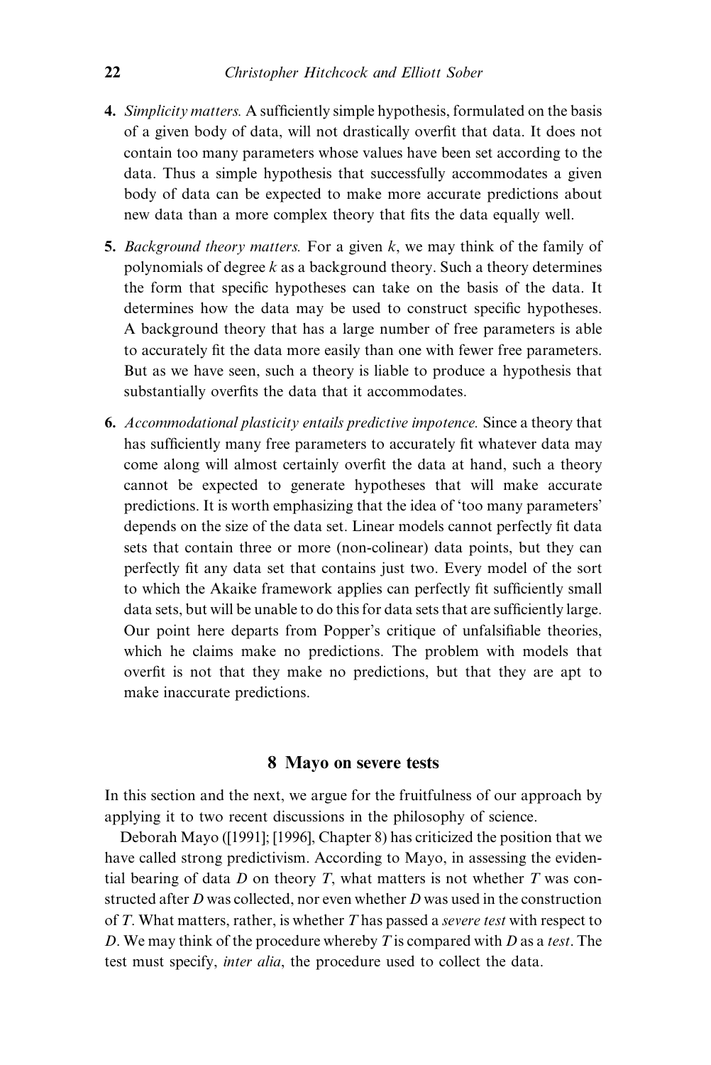4. *Simplicity matters.* A sufficiently simple hypothesis, formulated on the basis of a given body of data, will not drastically overfit that data. It does not contain too many parameters whose values have been set according to the data. Thus a simple hypothesis that successfully accommodates a given body of data can be expected to make more accurate predictions about new data than a more complex theory that fits the data equally well.

5. *Background theory matters.* For a given $k$, we may think of the family of polynomials of degree $k$ as a background theory. Such a theory determines the form that specific hypotheses can take on the basis of the data. It determines how the data may be used to construct specific hypotheses. A background theory that has a large number of free parameters is able to accurately fit the data more easily than one with fewer free parameters. But as we have seen, such a theory is liable to produce a hypothesis that substantially overfits the data that it accommodates.

6. *Accommodational plasticity entails predictive impotence.* Since a theory that has sufficiently many free parameters to accurately fit whatever data may come along will almost certainly overfit the data at hand, such a theory cannot be expected to generate hypotheses that will make accurate predictions. It is worth emphasizing that the idea of 'too many parameters' depends on the size of the data set. Linear models cannot perfectly fit data sets that contain three or more (non-colinear) data points, but they can perfectly fit any data set that contains just two. Every model of the sort to which the Akaike framework applies can perfectly fit sufficiently small data sets, but will be unable to do this for data sets that are sufficiently large. Our point here departs from Popper's critique of unfalsifiable theories, which he claims make no predictions. The problem with models that overfit is not that they make no predictions, but that they are apt to make inaccurate predictions.

## 8 Mayo on severe tests

In this section and the next, we argue for the fruitfulness of our approach by applying it to two recent discussions in the philosophy of science.

Deborah Mayo ([1991]; [1996], Chapter 8) has criticized the position that we have called strong predictivism. According to Mayo, in assessing the evidential bearing of data $D$ on theory $T$, what matters is not whether $T$ was constructed after $D$ was collected, nor even whether $D$ was used in the construction of $T$. What matters, rather, is whether $T$ has passed a *severe test* with respect to $D$. We may think of the procedure whereby $T$ is compared with $D$ as a *test*. The test must specify, *inter alia*, the procedure used to collect the data.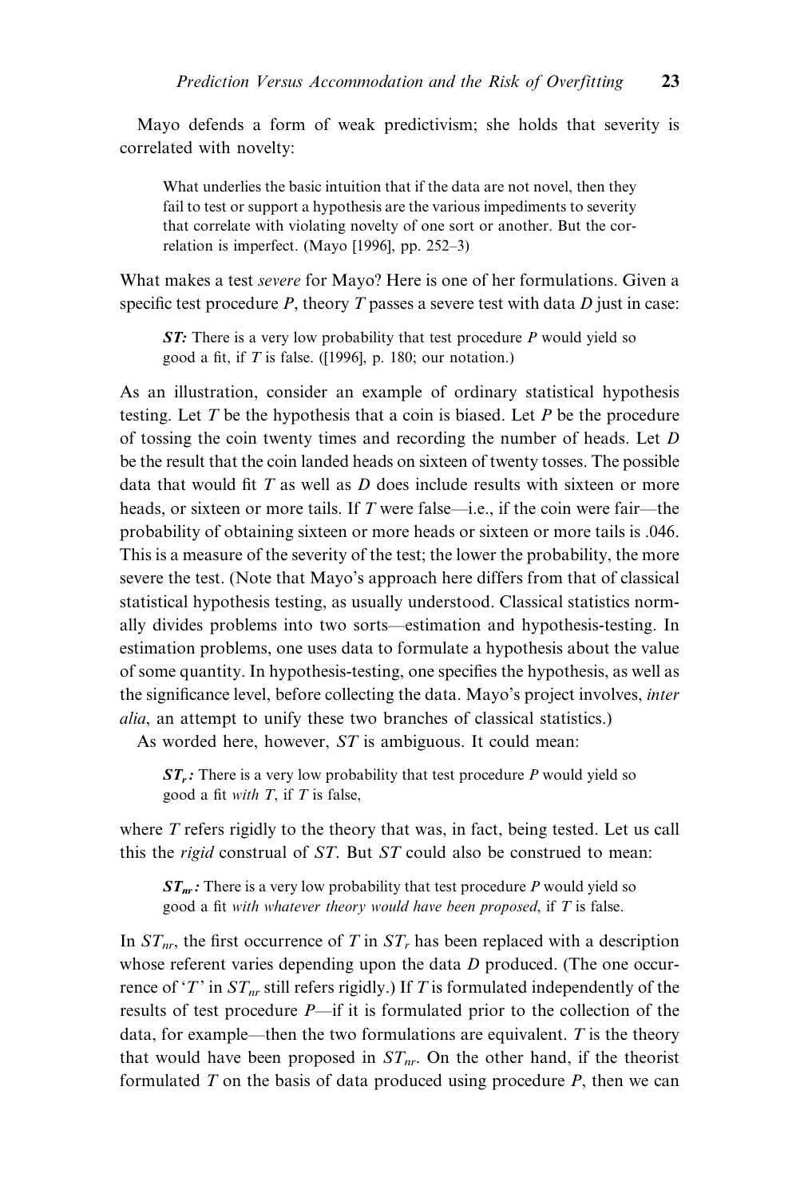Mayo defends a form of weak predictivism; she holds that severity is correlated with novelty:

> What underlies the basic intuition that if the data are not novel, then they fail to test or support a hypothesis are the various impediments to severity that correlate with violating novelty of one sort or another. But the correlation is imperfect. (Mayo [1996], pp. 252–3)

What makes a test *severe* for Mayo? Here is one of her formulations. Given a specific test procedure *P*, theory *T* passes a severe test with data *D* just in case:

> ***ST:*** There is a very low probability that test procedure *P* would yield so good a fit, if *T* is false. ([1996], p. 180; our notation.)

As an illustration, consider an example of ordinary statistical hypothesis testing. Let *T* be the hypothesis that a coin is biased. Let *P* be the procedure of tossing the coin twenty times and recording the number of heads. Let *D* be the result that the coin landed heads on sixteen of twenty tosses. The possible data that would fit *T* as well as *D* does include results with sixteen or more heads, or sixteen or more tails. If *T* were false—i.e., if the coin were fair—the probability of obtaining sixteen or more heads or sixteen or more tails is .046. This is a measure of the severity of the test; the lower the probability, the more severe the test. (Note that Mayo's approach here differs from that of classical statistical hypothesis testing, as usually understood. Classical statistics normally divides problems into two sorts—estimation and hypothesis-testing. In estimation problems, one uses data to formulate a hypothesis about the value of some quantity. In hypothesis-testing, one specifies the hypothesis, as well as the significance level, before collecting the data. Mayo's project involves, *inter alia*, an attempt to unify these two branches of classical statistics.)

As worded here, however, *ST* is ambiguous. It could mean:

> ***$ST_r$:*** There is a very low probability that test procedure *P* would yield so good a fit *with T*, if *T* is false,

where *T* refers rigidly to the theory that was, in fact, being tested. Let us call this the *rigid* construal of *ST*. But *ST* could also be construed to mean:

> ***$ST_{nr}$:*** There is a very low probability that test procedure *P* would yield so good a fit *with whatever theory would have been proposed*, if *T* is false.

In $ST_{nr}$, the first occurrence of *T* in $ST_r$ has been replaced with a description whose referent varies depending upon the data *D* produced. (The one occurrence of '*T*' in $ST_{nr}$ still refers rigidly.) If *T* is formulated independently of the results of test procedure *P*—if it is formulated prior to the collection of the data, for example—then the two formulations are equivalent. *T* is the theory that would have been proposed in $ST_{nr}$. On the other hand, if the theorist formulated *T* on the basis of data produced using procedure *P*, then we can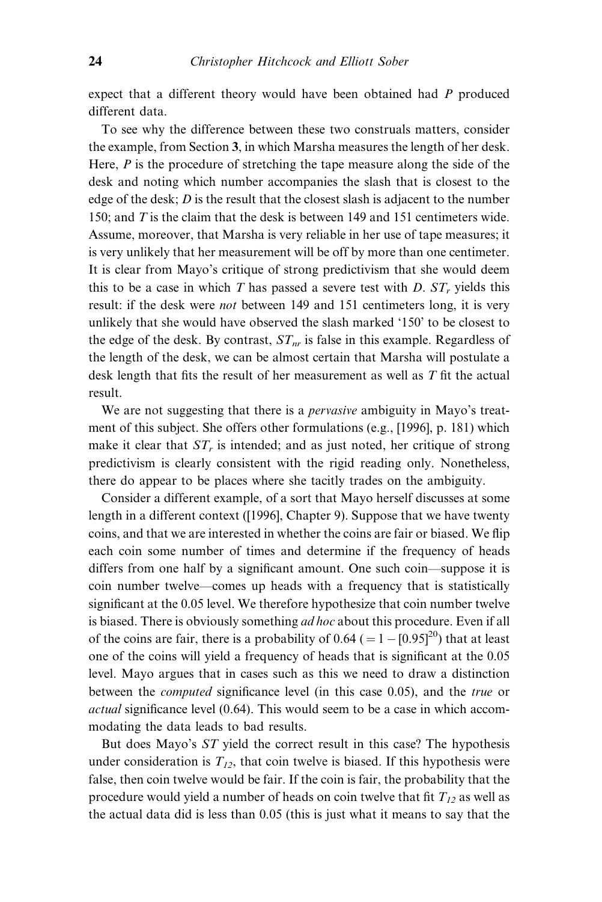expect that a different theory would have been obtained had $P$ produced different data.

To see why the difference between these two construals matters, consider the example, from Section **3**, in which Marsha measures the length of her desk. Here, $P$ is the procedure of stretching the tape measure along the side of the desk and noting which number accompanies the slash that is closest to the edge of the desk; $D$ is the result that the closest slash is adjacent to the number 150; and $T$ is the claim that the desk is between 149 and 151 centimeters wide. Assume, moreover, that Marsha is very reliable in her use of tape measures; it is very unlikely that her measurement will be off by more than one centimeter. It is clear from Mayo's critique of strong predictivism that she would deem this to be a case in which $T$ has passed a severe test with $D$. $ST_r$ yields this result: if the desk were *not* between 149 and 151 centimeters long, it is very unlikely that she would have observed the slash marked '150' to be closest to the edge of the desk. By contrast, $ST_{nr}$ is false in this example. Regardless of the length of the desk, we can be almost certain that Marsha will postulate a desk length that fits the result of her measurement as well as $T$ fit the actual result.

We are not suggesting that there is a *pervasive* ambiguity in Mayo's treatment of this subject. She offers other formulations (e.g., [1996], p. 181) which make it clear that $ST_r$ is intended; and as just noted, her critique of strong predictivism is clearly consistent with the rigid reading only. Nonetheless, there do appear to be places where she tacitly trades on the ambiguity.

Consider a different example, of a sort that Mayo herself discusses at some length in a different context ([1996], Chapter 9). Suppose that we have twenty coins, and that we are interested in whether the coins are fair or biased. We flip each coin some number of times and determine if the frequency of heads differs from one half by a significant amount. One such coin—suppose it is coin number twelve—comes up heads with a frequency that is statistically significant at the 0.05 level. We therefore hypothesize that coin number twelve is biased. There is obviously something *ad hoc* about this procedure. Even if all of the coins are fair, there is a probability of 0.64 ($= 1 - [0.95]^{20}$) that at least one of the coins will yield a frequency of heads that is significant at the 0.05 level. Mayo argues that in cases such as this we need to draw a distinction between the *computed* significance level (in this case 0.05), and the *true* or *actual* significance level (0.64). This would seem to be a case in which accommodating the data leads to bad results.

But does Mayo's $ST$ yield the correct result in this case? The hypothesis under consideration is $T_{12}$, that coin twelve is biased. If this hypothesis were false, then coin twelve would be fair. If the coin is fair, the probability that the procedure would yield a number of heads on coin twelve that fit $T_{12}$ as well as the actual data did is less than 0.05 (this is just what it means to say that the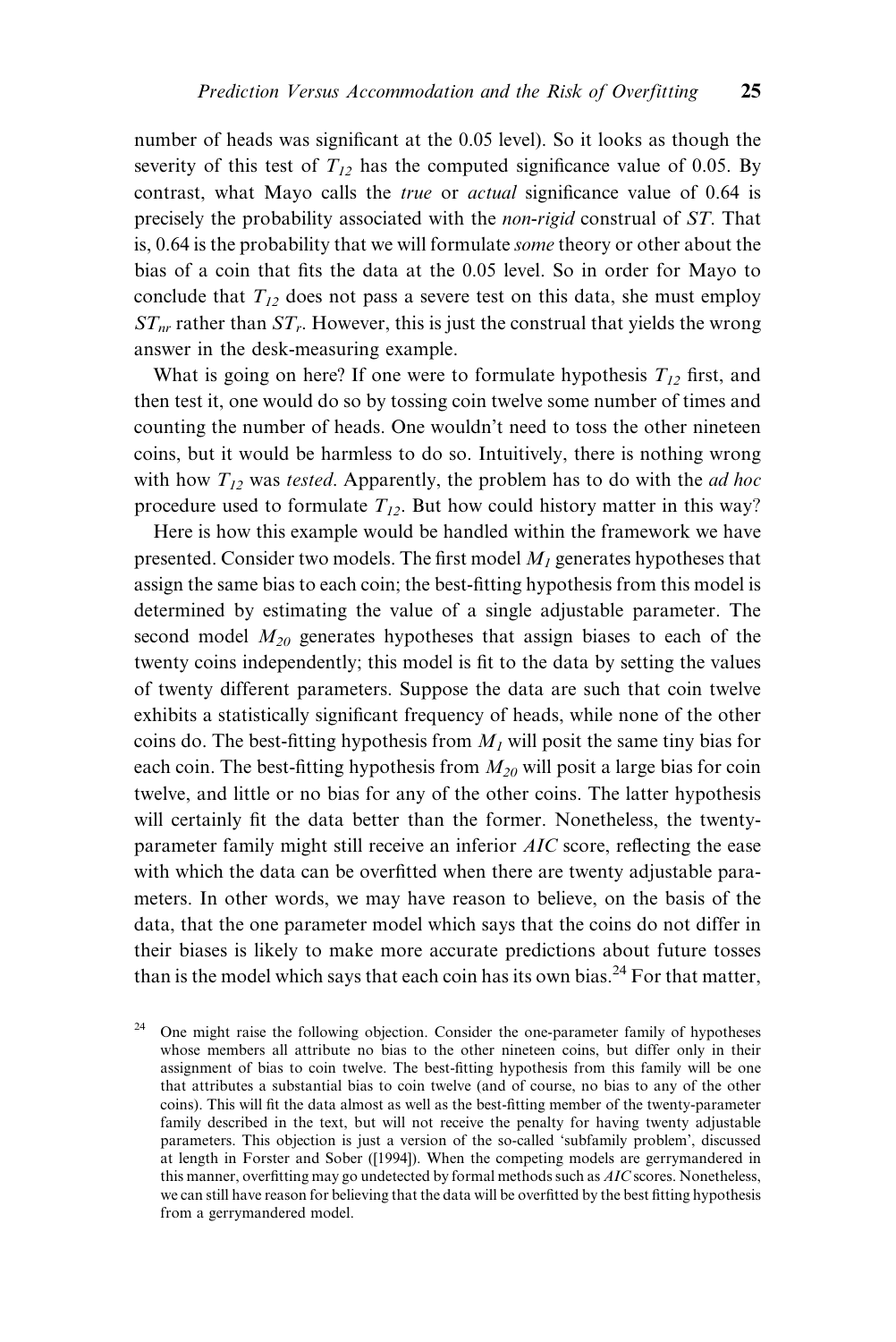number of heads was significant at the 0.05 level). So it looks as though the severity of this test of $T_{12}$ has the computed significance value of 0.05. By contrast, what Mayo calls the *true* or *actual* significance value of 0.64 is precisely the probability associated with the *non-rigid* construal of $ST$. That is, 0.64 is the probability that we will formulate *some* theory or other about the bias of a coin that fits the data at the 0.05 level. So in order for Mayo to conclude that $T_{12}$ does not pass a severe test on this data, she must employ $ST_{nr}$ rather than $ST_r$. However, this is just the construal that yields the wrong answer in the desk-measuring example.

What is going on here? If one were to formulate hypothesis $T_{12}$ first, and then test it, one would do so by tossing coin twelve some number of times and counting the number of heads. One wouldn't need to toss the other nineteen coins, but it would be harmless to do so. Intuitively, there is nothing wrong with how $T_{12}$ was *tested*. Apparently, the problem has to do with the *ad hoc* procedure used to formulate $T_{12}$. But how could history matter in this way?

Here is how this example would be handled within the framework we have presented. Consider two models. The first model $M_1$ generates hypotheses that assign the same bias to each coin; the best-fitting hypothesis from this model is determined by estimating the value of a single adjustable parameter. The second model $M_{20}$ generates hypotheses that assign biases to each of the twenty coins independently; this model is fit to the data by setting the values of twenty different parameters. Suppose the data are such that coin twelve exhibits a statistically significant frequency of heads, while none of the other coins do. The best-fitting hypothesis from $M_1$ will posit the same tiny bias for each coin. The best-fitting hypothesis from $M_{20}$ will posit a large bias for coin twelve, and little or no bias for any of the other coins. The latter hypothesis will certainly fit the data better than the former. Nonetheless, the twenty-parameter family might still receive an inferior *AIC* score, reflecting the ease with which the data can be overfitted when there are twenty adjustable parameters. In other words, we may have reason to believe, on the basis of the data, that the one parameter model which says that the coins do not differ in their biases is likely to make more accurate predictions about future tosses than is the model which says that each coin has its own bias.[24] For that matter,

[24] One might raise the following objection. Consider the one-parameter family of hypotheses whose members all attribute no bias to the other nineteen coins, but differ only in their assignment of bias to coin twelve. The best-fitting hypothesis from this family will be one that attributes a substantial bias to coin twelve (and of course, no bias to any of the other coins). This will fit the data almost as well as the best-fitting member of the twenty-parameter family described in the text, but will not receive the penalty for having twenty adjustable parameters. This objection is just a version of the so-called 'subfamily problem', discussed at length in Forster and Sober ([1994]). When the competing models are gerrymandered in this manner, overfitting may go undetected by formal methods such as *AIC* scores. Nonetheless, we can still have reason for believing that the data will be overfitted by the best fitting hypothesis from a gerrymandered model.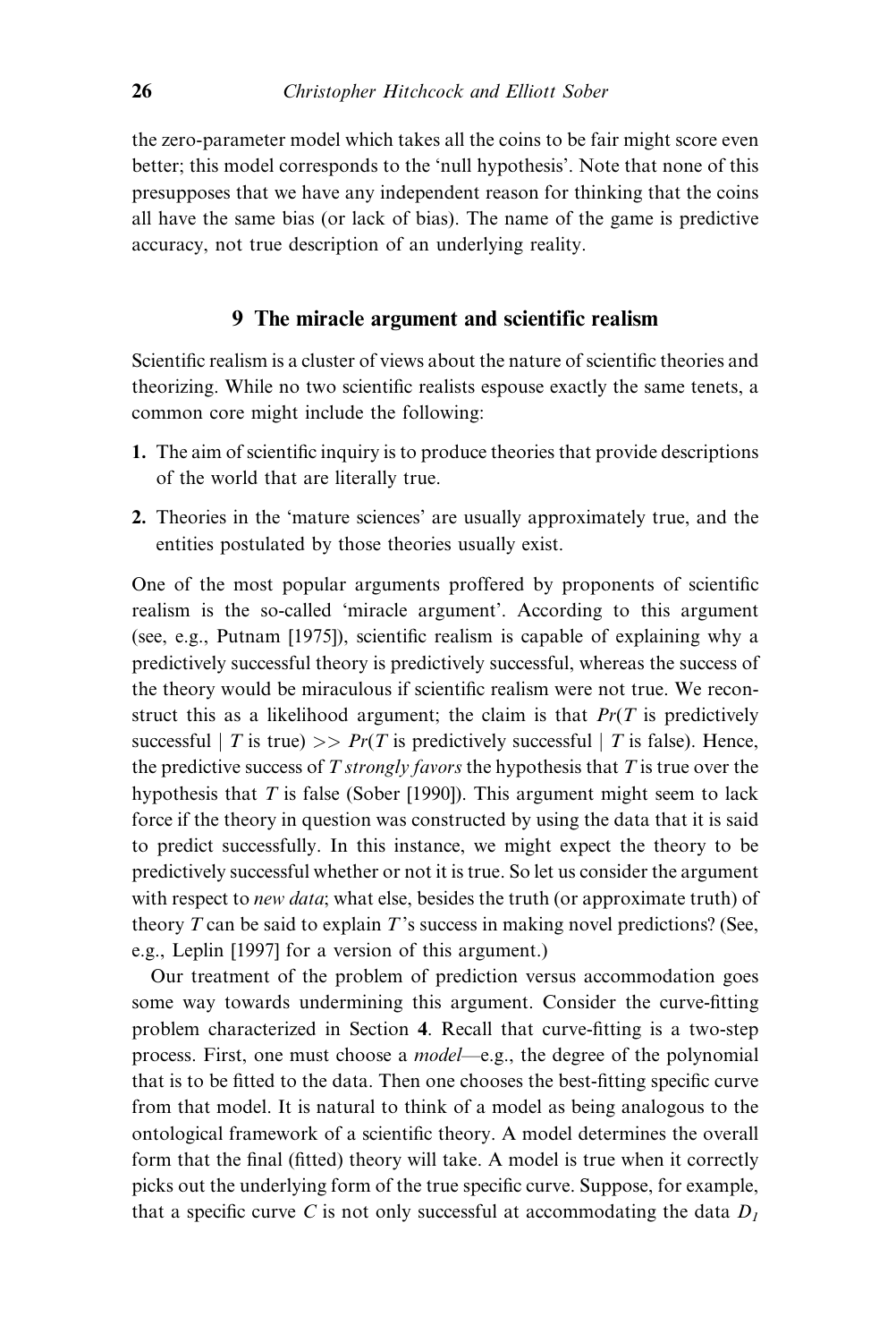the zero-parameter model which takes all the coins to be fair might score even better; this model corresponds to the 'null hypothesis'. Note that none of this presupposes that we have any independent reason for thinking that the coins all have the same bias (or lack of bias). The name of the game is predictive accuracy, not true description of an underlying reality.

## 9 The miracle argument and scientific realism

Scientific realism is a cluster of views about the nature of scientific theories and theorizing. While no two scientific realists espouse exactly the same tenets, a common core might include the following:

1. The aim of scientific inquiry is to produce theories that provide descriptions of the world that are literally true.
2. Theories in the 'mature sciences' are usually approximately true, and the entities postulated by those theories usually exist.

One of the most popular arguments proffered by proponents of scientific realism is the so-called 'miracle argument'. According to this argument (see, e.g., Putnam [1975]), scientific realism is capable of explaining why a predictively successful theory is predictively successful, whereas the success of the theory would be miraculous if scientific realism were not true. We reconstruct this as a likelihood argument; the claim is that $Pr(T$ is predictively successful $| T$ is true$) >> Pr(T$ is predictively successful $| T$ is false$)$. Hence, the predictive success of $T$ *strongly favors* the hypothesis that $T$ is true over the hypothesis that $T$ is false (Sober [1990]). This argument might seem to lack force if the theory in question was constructed by using the data that it is said to predict successfully. In this instance, we might expect the theory to be predictively successful whether or not it is true. So let us consider the argument with respect to *new data*; what else, besides the truth (or approximate truth) of theory $T$ can be said to explain $T$'s success in making novel predictions? (See, e.g., Leplin [1997] for a version of this argument.)

Our treatment of the problem of prediction versus accommodation goes some way towards undermining this argument. Consider the curve-fitting problem characterized in Section **4**. Recall that curve-fitting is a two-step process. First, one must choose a *model*—e.g., the degree of the polynomial that is to be fitted to the data. Then one chooses the best-fitting specific curve from that model. It is natural to think of a model as being analogous to the ontological framework of a scientific theory. A model determines the overall form that the final (fitted) theory will take. A model is true when it correctly picks out the underlying form of the true specific curve. Suppose, for example, that a specific curve $C$ is not only successful at accommodating the data $D_1$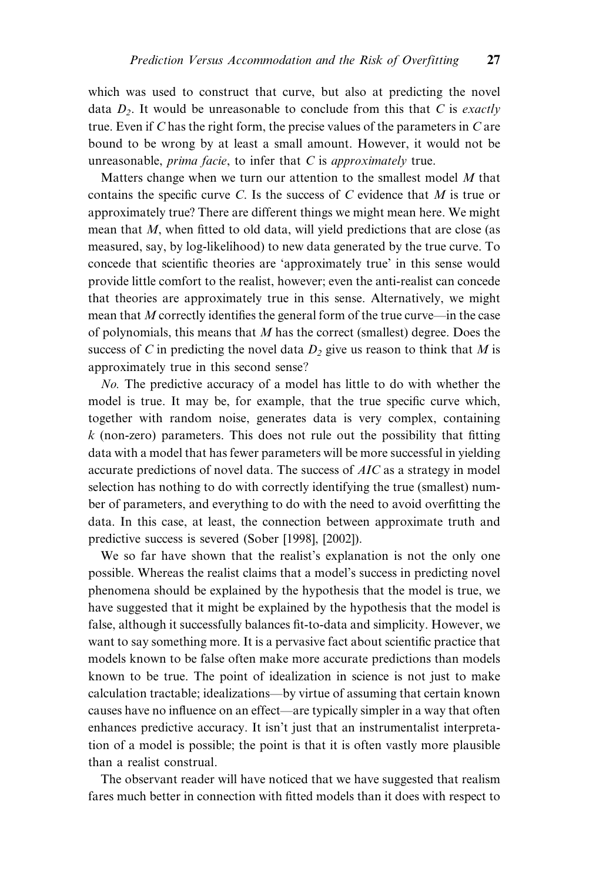which was used to construct that curve, but also at predicting the novel data $D_2$. It would be unreasonable to conclude from this that $C$ is *exactly* true. Even if $C$ has the right form, the precise values of the parameters in $C$ are bound to be wrong by at least a small amount. However, it would not be unreasonable, *prima facie*, to infer that $C$ is *approximately* true.

Matters change when we turn our attention to the smallest model $M$ that contains the specific curve $C$. Is the success of $C$ evidence that $M$ is true or approximately true? There are different things we might mean here. We might mean that $M$, when fitted to old data, will yield predictions that are close (as measured, say, by log-likelihood) to new data generated by the true curve. To concede that scientific theories are 'approximately true' in this sense would provide little comfort to the realist, however; even the anti-realist can concede that theories are approximately true in this sense. Alternatively, we might mean that $M$ correctly identifies the general form of the true curve—in the case of polynomials, this means that $M$ has the correct (smallest) degree. Does the success of $C$ in predicting the novel data $D_2$ give us reason to think that $M$ is approximately true in this second sense?

*No.* The predictive accuracy of a model has little to do with whether the model is true. It may be, for example, that the true specific curve which, together with random noise, generates data is very complex, containing $k$ (non-zero) parameters. This does not rule out the possibility that fitting data with a model that has fewer parameters will be more successful in yielding accurate predictions of novel data. The success of *AIC* as a strategy in model selection has nothing to do with correctly identifying the true (smallest) number of parameters, and everything to do with the need to avoid overfitting the data. In this case, at least, the connection between approximate truth and predictive success is severed (Sober [1998], [2002]).

We so far have shown that the realist's explanation is not the only one possible. Whereas the realist claims that a model's success in predicting novel phenomena should be explained by the hypothesis that the model is true, we have suggested that it might be explained by the hypothesis that the model is false, although it successfully balances fit-to-data and simplicity. However, we want to say something more. It is a pervasive fact about scientific practice that models known to be false often make more accurate predictions than models known to be true. The point of idealization in science is not just to make calculation tractable; idealizations—by virtue of assuming that certain known causes have no influence on an effect—are typically simpler in a way that often enhances predictive accuracy. It isn't just that an instrumentalist interpretation of a model is possible; the point is that it is often vastly more plausible than a realist construal.

The observant reader will have noticed that we have suggested that realism fares much better in connection with fitted models than it does with respect to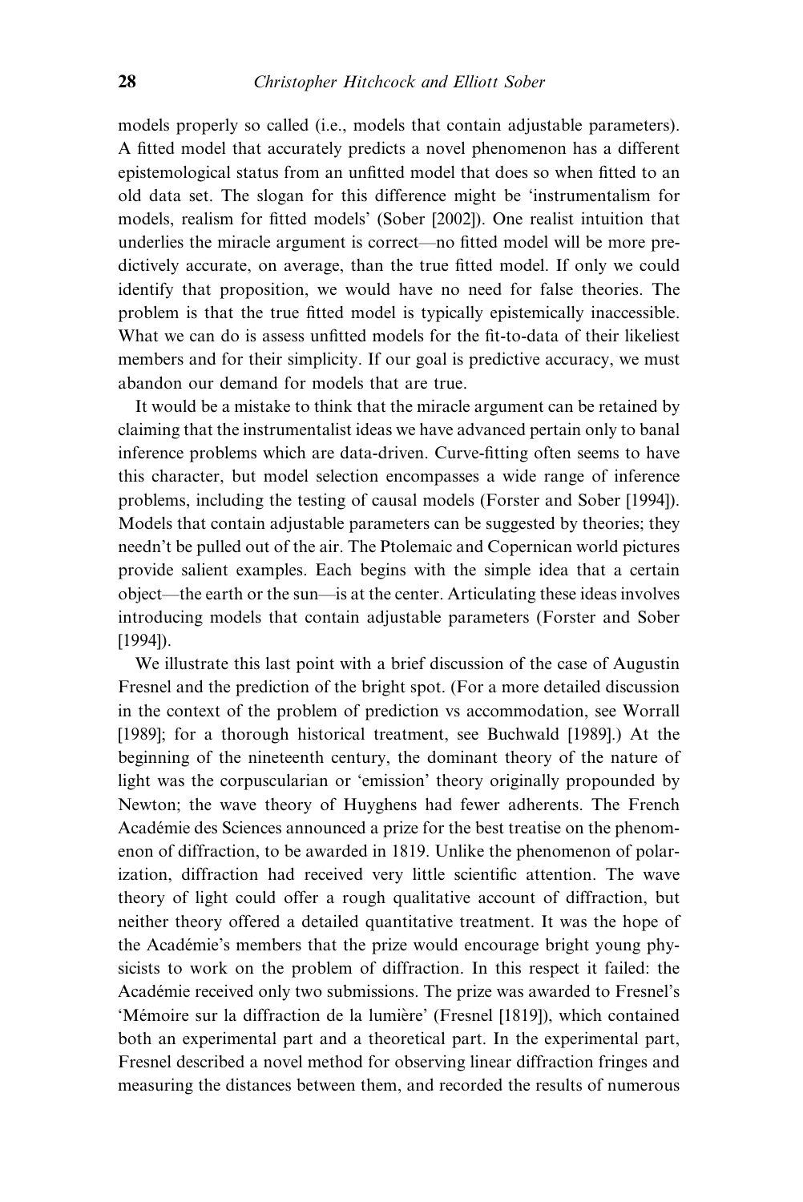models properly so called (i.e., models that contain adjustable parameters). A fitted model that accurately predicts a novel phenomenon has a different epistemological status from an unfitted model that does so when fitted to an old data set. The slogan for this difference might be 'instrumentalism for models, realism for fitted models' (Sober [2002]). One realist intuition that underlies the miracle argument is correct—no fitted model will be more predictively accurate, on average, than the true fitted model. If only we could identify that proposition, we would have no need for false theories. The problem is that the true fitted model is typically epistemically inaccessible. What we can do is assess unfitted models for the fit-to-data of their likeliest members and for their simplicity. If our goal is predictive accuracy, we must abandon our demand for models that are true.

It would be a mistake to think that the miracle argument can be retained by claiming that the instrumentalist ideas we have advanced pertain only to banal inference problems which are data-driven. Curve-fitting often seems to have this character, but model selection encompasses a wide range of inference problems, including the testing of causal models (Forster and Sober [1994]). Models that contain adjustable parameters can be suggested by theories; they needn't be pulled out of the air. The Ptolemaic and Copernican world pictures provide salient examples. Each begins with the simple idea that a certain object—the earth or the sun—is at the center. Articulating these ideas involves introducing models that contain adjustable parameters (Forster and Sober [1994]).

We illustrate this last point with a brief discussion of the case of Augustin Fresnel and the prediction of the bright spot. (For a more detailed discussion in the context of the problem of prediction vs accommodation, see Worrall [1989]; for a thorough historical treatment, see Buchwald [1989].) At the beginning of the nineteenth century, the dominant theory of the nature of light was the corpuscularian or 'emission' theory originally propounded by Newton; the wave theory of Huyghens had fewer adherents. The French Académie des Sciences announced a prize for the best treatise on the phenomenon of diffraction, to be awarded in 1819. Unlike the phenomenon of polarization, diffraction had received very little scientific attention. The wave theory of light could offer a rough qualitative account of diffraction, but neither theory offered a detailed quantitative treatment. It was the hope of the Académie's members that the prize would encourage bright young physicists to work on the problem of diffraction. In this respect it failed: the Académie received only two submissions. The prize was awarded to Fresnel's 'Mémoire sur la diffraction de la lumière' (Fresnel [1819]), which contained both an experimental part and a theoretical part. In the experimental part, Fresnel described a novel method for observing linear diffraction fringes and measuring the distances between them, and recorded the results of numerous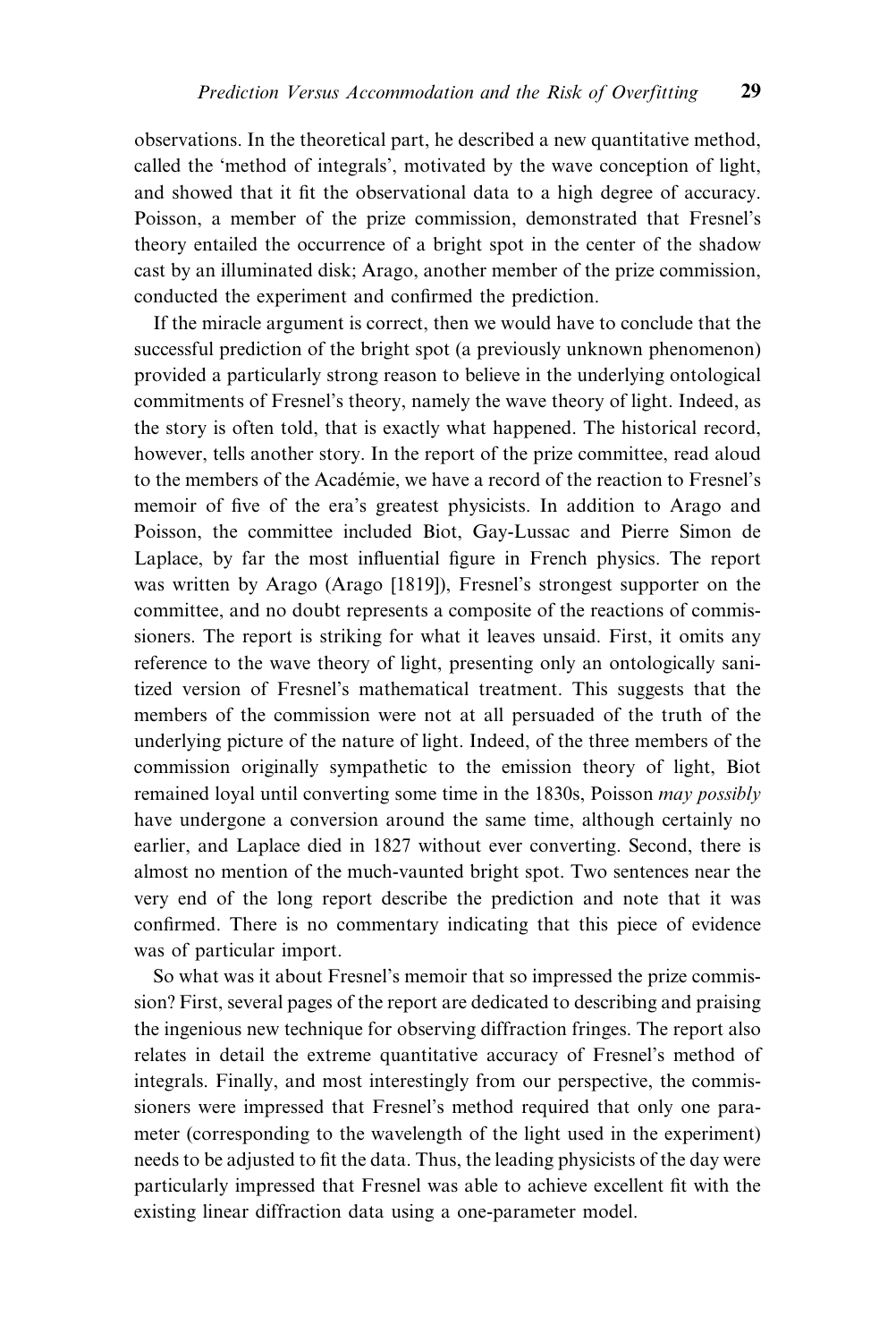observations. In the theoretical part, he described a new quantitative method, called the 'method of integrals', motivated by the wave conception of light, and showed that it fit the observational data to a high degree of accuracy. Poisson, a member of the prize commission, demonstrated that Fresnel's theory entailed the occurrence of a bright spot in the center of the shadow cast by an illuminated disk; Arago, another member of the prize commission, conducted the experiment and confirmed the prediction.

If the miracle argument is correct, then we would have to conclude that the successful prediction of the bright spot (a previously unknown phenomenon) provided a particularly strong reason to believe in the underlying ontological commitments of Fresnel's theory, namely the wave theory of light. Indeed, as the story is often told, that is exactly what happened. The historical record, however, tells another story. In the report of the prize committee, read aloud to the members of the Académie, we have a record of the reaction to Fresnel's memoir of five of the era's greatest physicists. In addition to Arago and Poisson, the committee included Biot, Gay-Lussac and Pierre Simon de Laplace, by far the most influential figure in French physics. The report was written by Arago (Arago [1819]), Fresnel's strongest supporter on the committee, and no doubt represents a composite of the reactions of commissioners. The report is striking for what it leaves unsaid. First, it omits any reference to the wave theory of light, presenting only an ontologically sanitized version of Fresnel's mathematical treatment. This suggests that the members of the commission were not at all persuaded of the truth of the underlying picture of the nature of light. Indeed, of the three members of the commission originally sympathetic to the emission theory of light, Biot remained loyal until converting some time in the 1830s, Poisson *may possibly* have undergone a conversion around the same time, although certainly no earlier, and Laplace died in 1827 without ever converting. Second, there is almost no mention of the much-vaunted bright spot. Two sentences near the very end of the long report describe the prediction and note that it was confirmed. There is no commentary indicating that this piece of evidence was of particular import.

So what was it about Fresnel's memoir that so impressed the prize commission? First, several pages of the report are dedicated to describing and praising the ingenious new technique for observing diffraction fringes. The report also relates in detail the extreme quantitative accuracy of Fresnel's method of integrals. Finally, and most interestingly from our perspective, the commissioners were impressed that Fresnel's method required that only one parameter (corresponding to the wavelength of the light used in the experiment) needs to be adjusted to fit the data. Thus, the leading physicists of the day were particularly impressed that Fresnel was able to achieve excellent fit with the existing linear diffraction data using a one-parameter model.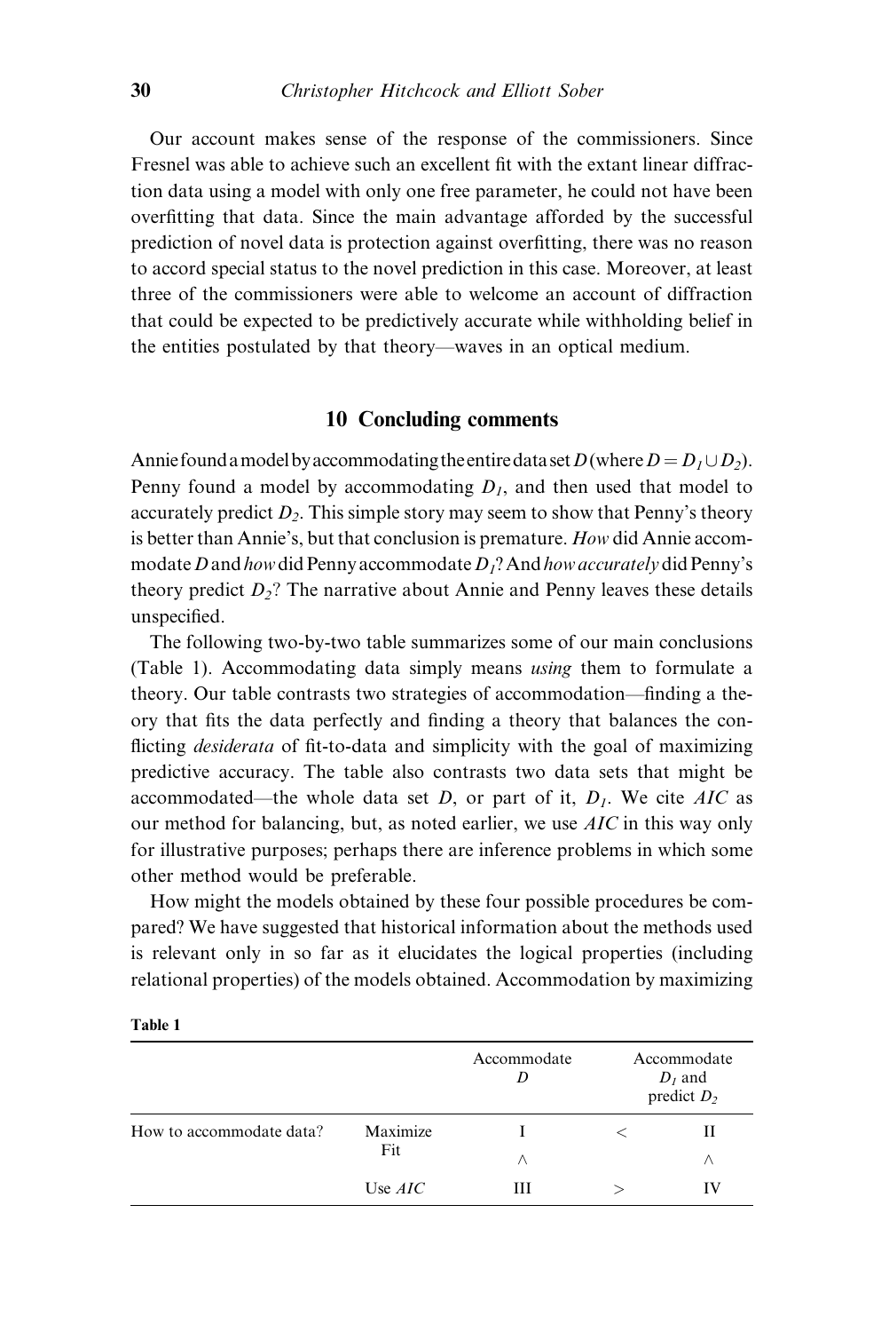Our account makes sense of the response of the commissioners. Since Fresnel was able to achieve such an excellent fit with the extant linear diffraction data using a model with only one free parameter, he could not have been overfitting that data. Since the main advantage afforded by the successful prediction of novel data is protection against overfitting, there was no reason to accord special status to the novel prediction in this case. Moreover, at least three of the commissioners were able to welcome an account of diffraction that could be expected to be predictively accurate while withholding belief in the entities postulated by that theory—waves in an optical medium.

## 10 Concluding comments

Annie found a model by accommodating the entire data set $D$ (where $D = D_1 \cup D_2$). Penny found a model by accommodating $D_1$, and then used that model to accurately predict $D_2$. This simple story may seem to show that Penny's theory is better than Annie's, but that conclusion is premature. *How* did Annie accommodate $D$ and *how* did Penny accommodate $D_1$? And *how accurately* did Penny's theory predict $D_2$? The narrative about Annie and Penny leaves these details unspecified.

The following two-by-two table summarizes some of our main conclusions (Table 1). Accommodating data simply means *using* them to formulate a theory. Our table contrasts two strategies of accommodation—finding a theory that fits the data perfectly and finding a theory that balances the conflicting *desiderata* of fit-to-data and simplicity with the goal of maximizing predictive accuracy. The table also contrasts two data sets that might be accommodated—the whole data set $D$, or part of it, $D_1$. We cite *AIC* as our method for balancing, but, as noted earlier, we use *AIC* in this way only for illustrative purposes; perhaps there are inference problems in which some other method would be preferable.

How might the models obtained by these four possible procedures be compared? We have suggested that historical information about the methods used is relevant only in so far as it elucidates the logical properties (including relational properties) of the models obtained. Accommodation by maximizing

**Table 1**

| | | Accommodate $D$ | | Accommodate $D_1$ and predict $D_2$ |
|---|---|---|---|---|
| How to accommodate data? | Maximize Fit | I | $<$ | II |
| | | $\wedge$ | | $\wedge$ |
| | Use *AIC* | III | $>$ | IV |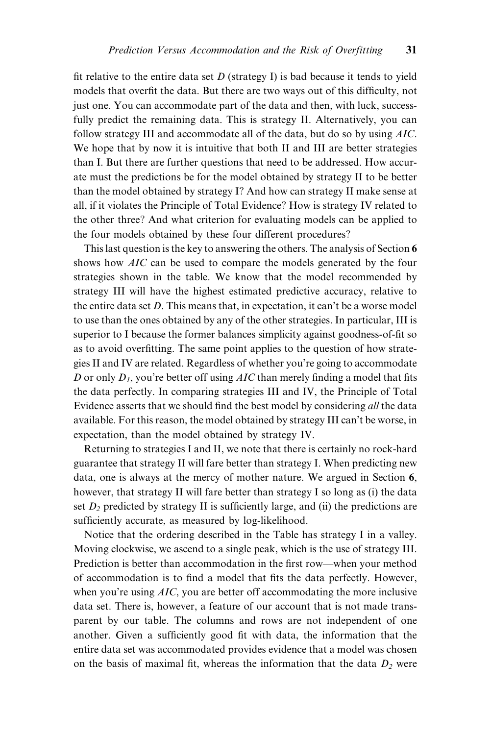fit relative to the entire data set $D$ (strategy I) is bad because it tends to yield models that overfit the data. But there are two ways out of this difficulty, not just one. You can accommodate part of the data and then, with luck, successfully predict the remaining data. This is strategy II. Alternatively, you can follow strategy III and accommodate all of the data, but do so by using *AIC*. We hope that by now it is intuitive that both II and III are better strategies than I. But there are further questions that need to be addressed. How accurate must the predictions be for the model obtained by strategy II to be better than the model obtained by strategy I? And how can strategy II make sense at all, if it violates the Principle of Total Evidence? How is strategy IV related to the other three? And what criterion for evaluating models can be applied to the four models obtained by these four different procedures?

This last question is the key to answering the others. The analysis of Section **6** shows how *AIC* can be used to compare the models generated by the four strategies shown in the table. We know that the model recommended by strategy III will have the highest estimated predictive accuracy, relative to the entire data set $D$. This means that, in expectation, it can't be a worse model to use than the ones obtained by any of the other strategies. In particular, III is superior to I because the former balances simplicity against goodness-of-fit so as to avoid overfitting. The same point applies to the question of how strategies II and IV are related. Regardless of whether you're going to accommodate $D$ or only $D_1$, you're better off using *AIC* than merely finding a model that fits the data perfectly. In comparing strategies III and IV, the Principle of Total Evidence asserts that we should find the best model by considering *all* the data available. For this reason, the model obtained by strategy III can't be worse, in expectation, than the model obtained by strategy IV.

Returning to strategies I and II, we note that there is certainly no rock-hard guarantee that strategy II will fare better than strategy I. When predicting new data, one is always at the mercy of mother nature. We argued in Section **6**, however, that strategy II will fare better than strategy I so long as (i) the data set $D_2$ predicted by strategy II is sufficiently large, and (ii) the predictions are sufficiently accurate, as measured by log-likelihood.

Notice that the ordering described in the Table has strategy I in a valley. Moving clockwise, we ascend to a single peak, which is the use of strategy III. Prediction is better than accommodation in the first row—when your method of accommodation is to find a model that fits the data perfectly. However, when you're using *AIC*, you are better off accommodating the more inclusive data set. There is, however, a feature of our account that is not made transparent by our table. The columns and rows are not independent of one another. Given a sufficiently good fit with data, the information that the entire data set was accommodated provides evidence that a model was chosen on the basis of maximal fit, whereas the information that the data $D_2$ were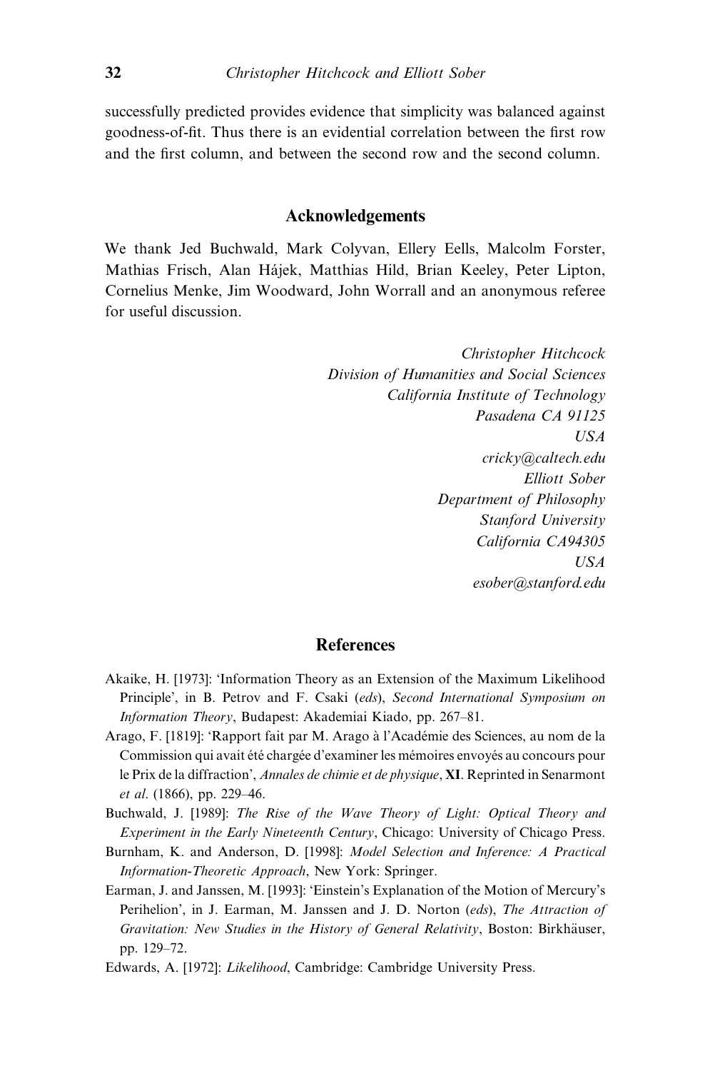successfully predicted provides evidence that simplicity was balanced against goodness-of-fit. Thus there is an evidential correlation between the first row and the first column, and between the second row and the second column.

## Acknowledgements

We thank Jed Buchwald, Mark Colyvan, Ellery Eells, Malcolm Forster, Mathias Frisch, Alan Hájek, Matthias Hild, Brian Keeley, Peter Lipton, Cornelius Menke, Jim Woodward, John Worrall and an anonymous referee for useful discussion.

*Christopher Hitchcock*
*Division of Humanities and Social Sciences*
*California Institute of Technology*
*Pasadena CA 91125*
*USA*
*cricky@caltech.edu*
*Elliott Sober*
*Department of Philosophy*
*Stanford University*
*California CA94305*
*USA*
*esober@stanford.edu*

## References

Akaike, H. [1973]: 'Information Theory as an Extension of the Maximum Likelihood Principle', in B. Petrov and F. Csaki (*eds*), *Second International Symposium on Information Theory*, Budapest: Akademiai Kiado, pp. 267–81.

Arago, F. [1819]: 'Rapport fait par M. Arago à l'Académie des Sciences, au nom de la Commission qui avait été chargée d'examiner les mémoires envoyés au concours pour le Prix de la diffraction', *Annales de chimie et de physique*, **XI**. Reprinted in Senarmont *et al*. (1866), pp. 229–46.

Buchwald, J. [1989]: *The Rise of the Wave Theory of Light: Optical Theory and Experiment in the Early Nineteenth Century*, Chicago: University of Chicago Press.

Burnham, K. and Anderson, D. [1998]: *Model Selection and Inference: A Practical Information-Theoretic Approach*, New York: Springer.

Earman, J. and Janssen, M. [1993]: 'Einstein's Explanation of the Motion of Mercury's Perihelion', in J. Earman, M. Janssen and J. D. Norton (*eds*), *The Attraction of Gravitation: New Studies in the History of General Relativity*, Boston: Birkhäuser, pp. 129–72.

Edwards, A. [1972]: *Likelihood*, Cambridge: Cambridge University Press.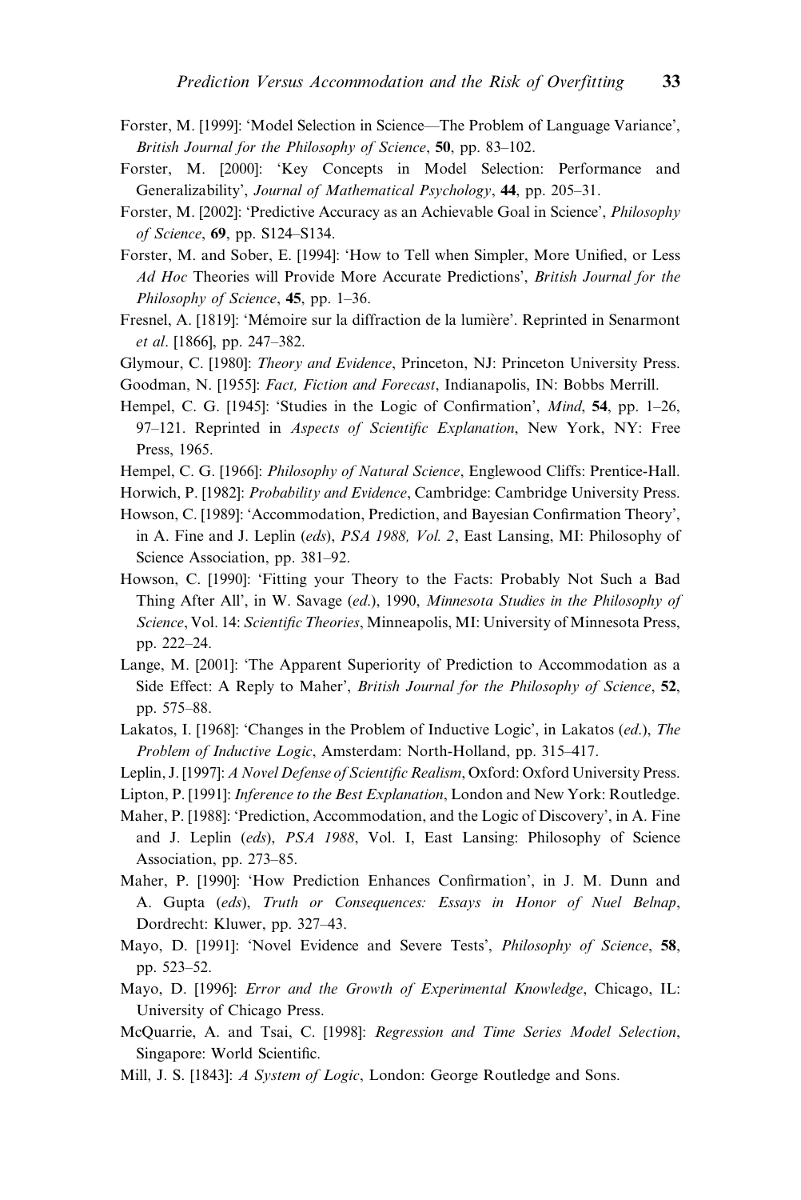Forster, M. [1999]: 'Model Selection in Science—The Problem of Language Variance', *British Journal for the Philosophy of Science*, **50**, pp. 83–102.

Forster, M. [2000]: 'Key Concepts in Model Selection: Performance and Generalizability', *Journal of Mathematical Psychology*, **44**, pp. 205–31.

Forster, M. [2002]: 'Predictive Accuracy as an Achievable Goal in Science', *Philosophy of Science*, **69**, pp. S124–S134.

Forster, M. and Sober, E. [1994]: 'How to Tell when Simpler, More Unified, or Less *Ad Hoc* Theories will Provide More Accurate Predictions', *British Journal for the Philosophy of Science*, **45**, pp. 1–36.

Fresnel, A. [1819]: 'Mémoire sur la diffraction de la lumière'. Reprinted in Senarmont *et al*. [1866], pp. 247–382.

Glymour, C. [1980]: *Theory and Evidence*, Princeton, NJ: Princeton University Press.

Goodman, N. [1955]: *Fact, Fiction and Forecast*, Indianapolis, IN: Bobbs Merrill.

Hempel, C. G. [1945]: 'Studies in the Logic of Confirmation', *Mind*, **54**, pp. 1–26, 97–121. Reprinted in *Aspects of Scientific Explanation*, New York, NY: Free Press, 1965.

Hempel, C. G. [1966]: *Philosophy of Natural Science*, Englewood Cliffs: Prentice-Hall.

Horwich, P. [1982]: *Probability and Evidence*, Cambridge: Cambridge University Press.

Howson, C. [1989]: 'Accommodation, Prediction, and Bayesian Confirmation Theory', in A. Fine and J. Leplin (*eds*), *PSA 1988, Vol. 2*, East Lansing, MI: Philosophy of Science Association, pp. 381–92.

Howson, C. [1990]: 'Fitting your Theory to the Facts: Probably Not Such a Bad Thing After All', in W. Savage (*ed*.), 1990, *Minnesota Studies in the Philosophy of Science*, Vol. 14: *Scientific Theories*, Minneapolis, MI: University of Minnesota Press, pp. 222–24.

Lange, M. [2001]: 'The Apparent Superiority of Prediction to Accommodation as a Side Effect: A Reply to Maher', *British Journal for the Philosophy of Science*, **52**, pp. 575–88.

Lakatos, I. [1968]: 'Changes in the Problem of Inductive Logic', in Lakatos (*ed*.), *The Problem of Inductive Logic*, Amsterdam: North-Holland, pp. 315–417.

Leplin, J. [1997]: *A Novel Defense of Scientific Realism*, Oxford: Oxford University Press.

Lipton, P. [1991]: *Inference to the Best Explanation*, London and New York: Routledge.

Maher, P. [1988]: 'Prediction, Accommodation, and the Logic of Discovery', in A. Fine and J. Leplin (*eds*), *PSA 1988*, Vol. I, East Lansing: Philosophy of Science Association, pp. 273–85.

Maher, P. [1990]: 'How Prediction Enhances Confirmation', in J. M. Dunn and A. Gupta (*eds*), *Truth or Consequences: Essays in Honor of Nuel Belnap*, Dordrecht: Kluwer, pp. 327–43.

Mayo, D. [1991]: 'Novel Evidence and Severe Tests', *Philosophy of Science*, **58**, pp. 523–52.

Mayo, D. [1996]: *Error and the Growth of Experimental Knowledge*, Chicago, IL: University of Chicago Press.

McQuarrie, A. and Tsai, C. [1998]: *Regression and Time Series Model Selection*, Singapore: World Scientific.

Mill, J. S. [1843]: *A System of Logic*, London: George Routledge and Sons.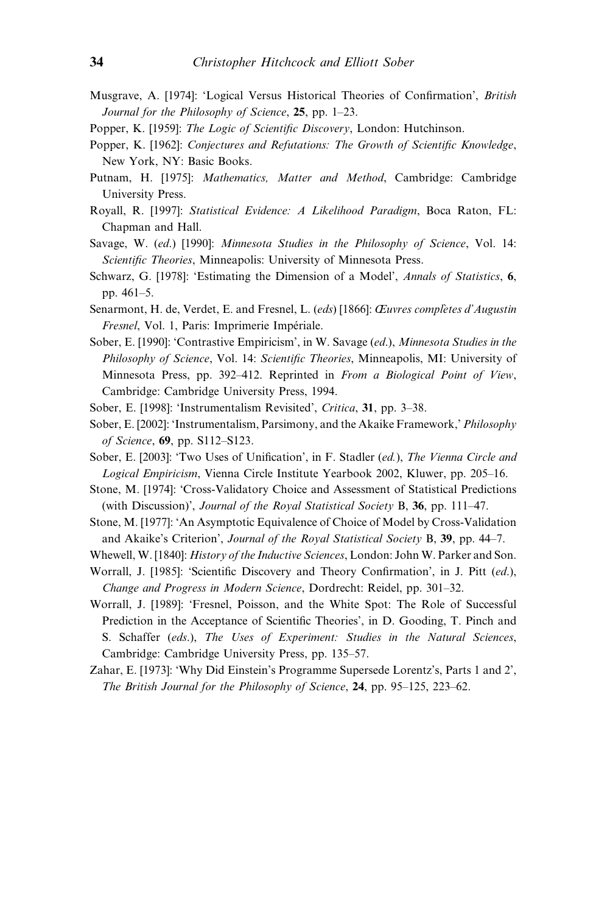Musgrave, A. [1974]: 'Logical Versus Historical Theories of Confirmation', *British Journal for the Philosophy of Science*, **25**, pp. 1–23.

Popper, K. [1959]: *The Logic of Scientific Discovery*, London: Hutchinson.

Popper, K. [1962]: *Conjectures and Refutations: The Growth of Scientific Knowledge*, New York, NY: Basic Books.

Putnam, H. [1975]: *Mathematics, Matter and Method*, Cambridge: Cambridge University Press.

Royall, R. [1997]: *Statistical Evidence: A Likelihood Paradigm*, Boca Raton, FL: Chapman and Hall.

Savage, W. (*ed.*) [1990]: *Minnesota Studies in the Philosophy of Science*, Vol. 14: *Scientific Theories*, Minneapolis: University of Minnesota Press.

Schwarz, G. [1978]: 'Estimating the Dimension of a Model', *Annals of Statistics*, **6**, pp. 461–5.

Senarmont, H. de, Verdet, E. and Fresnel, L. (*eds*) [1866]: *Œuvres complètes d'Augustin Fresnel*, Vol. 1, Paris: Imprimerie Impériale.

Sober, E. [1990]: 'Contrastive Empiricism', in W. Savage (*ed.*), *Minnesota Studies in the Philosophy of Science*, Vol. 14: *Scientific Theories*, Minneapolis, MI: University of Minnesota Press, pp. 392–412. Reprinted in *From a Biological Point of View*, Cambridge: Cambridge University Press, 1994.

Sober, E. [1998]: 'Instrumentalism Revisited', *Critica*, **31**, pp. 3–38.

Sober, E. [2002]: 'Instrumentalism, Parsimony, and the Akaike Framework,' *Philosophy of Science*, **69**, pp. S112–S123.

Sober, E. [2003]: 'Two Uses of Unification', in F. Stadler (*ed.*), *The Vienna Circle and Logical Empiricism*, Vienna Circle Institute Yearbook 2002, Kluwer, pp. 205–16.

Stone, M. [1974]: 'Cross-Validatory Choice and Assessment of Statistical Predictions (with Discussion)', *Journal of the Royal Statistical Society* B, **36**, pp. 111–47.

Stone, M. [1977]: 'An Asymptotic Equivalence of Choice of Model by Cross-Validation and Akaike's Criterion', *Journal of the Royal Statistical Society* B, **39**, pp. 44–7.

Whewell, W. [1840]: *History of the Inductive Sciences*, London: John W. Parker and Son.

Worrall, J. [1985]: 'Scientific Discovery and Theory Confirmation', in J. Pitt (*ed.*), *Change and Progress in Modern Science*, Dordrecht: Reidel, pp. 301–32.

Worrall, J. [1989]: 'Fresnel, Poisson, and the White Spot: The Role of Successful Prediction in the Acceptance of Scientific Theories', in D. Gooding, T. Pinch and S. Schaffer (*eds.*), *The Uses of Experiment: Studies in the Natural Sciences*, Cambridge: Cambridge University Press, pp. 135–57.

Zahar, E. [1973]: 'Why Did Einstein's Programme Supersede Lorentz's, Parts 1 and 2', *The British Journal for the Philosophy of Science*, **24**, pp. 95–125, 223–62.